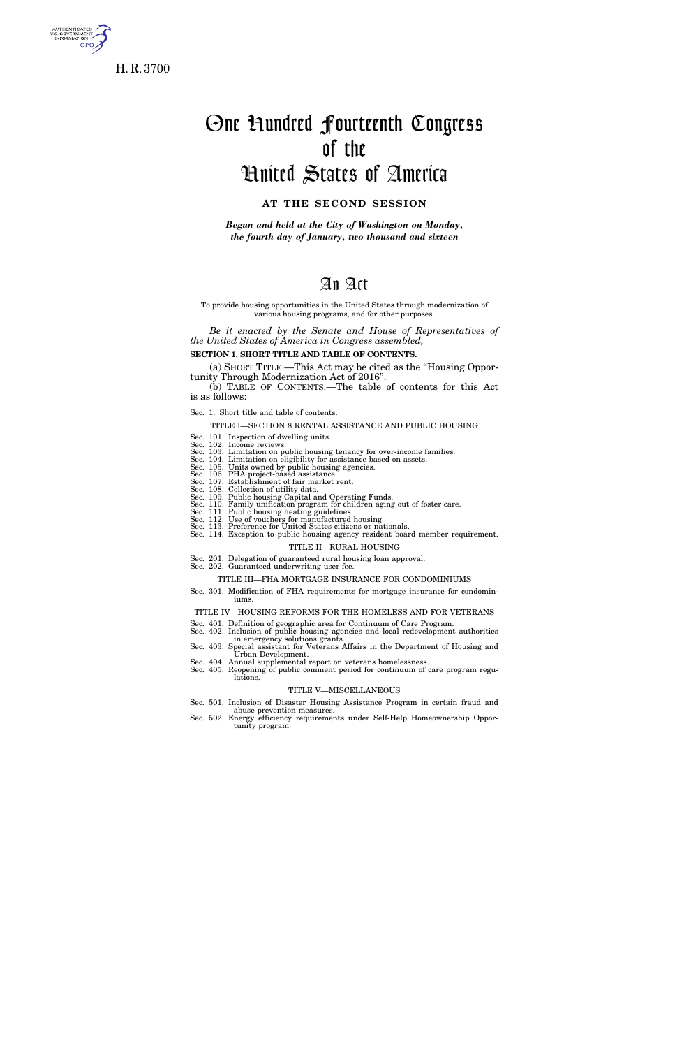H. R. 3700

# One Hundred Fourteenth Congress of the United States of America

**AT THE SECOND SESSION**

*Begun and held at the City of Washington on Monday, the fourth day of January, two thousand and sixteen*

# An Act

To provide housing opportunities in the United States through modernization of various housing programs, and for other purposes.

*Be it enacted by the Senate and House of Representatives of the United States of America in Congress assembled,*

**SECTION 1. SHORT TITLE AND TABLE OF CONTENTS.**

(a) SHORT TITLE.—This Act may be cited as the "Housing Opportunity Through Modernization Act of 2016".

(b) TABLE OF CONTENTS.—The table of contents for this Act is as follows:

Sec. 1. Short title and table of contents.

TITLE I—SECTION 8 RENTAL ASSISTANCE AND PUBLIC HOUSING

Sec. 101. Inspection of dwelling units.
Sec. 102. Income reviews.
Sec. 103. Limitation on public housing tenancy for over-income families.
Sec. 104. Limitation on eligibility for assistance based on assets.
Sec. 105. Units owned by public housing agencies.
Sec. 106. PHA project-based assistance.
Sec. 107. Establishment of fair market rent.
Sec. 108. Collection of utility data.
Sec. 109. Public housing Capital and Operating Funds.
Sec. 110. Family unification program for children aging out of foster care.
Sec. 111. Public housing heating guidelines.
Sec. 112. Use of vouchers for manufactured housing.
Sec. 113. Preference for United States citizens or nationals.
Sec. 114. Exception to public housing agency resident board member requirement.

TITLE II—RURAL HOUSING

Sec. 201. Delegation of guaranteed rural housing loan approval.
Sec. 202. Guaranteed underwriting user fee.

TITLE III—FHA MORTGAGE INSURANCE FOR CONDOMINIUMS

Sec. 301. Modification of FHA requirements for mortgage insurance for condominiums.

TITLE IV—HOUSING REFORMS FOR THE HOMELESS AND FOR VETERANS

Sec. 401. Definition of geographic area for Continuum of Care Program.
Sec. 402. Inclusion of public housing agencies and local redevelopment authorities in emergency solutions grants.
Sec. 403. Special assistant for Veterans Affairs in the Department of Housing and Urban Development.
Sec. 404. Annual supplemental report on veterans homelessness.
Sec. 405. Reopening of public comment period for continuum of care program regulations.

TITLE V—MISCELLANEOUS

Sec. 501. Inclusion of Disaster Housing Assistance Program in certain fraud and abuse prevention measures.
Sec. 502. Energy efficiency requirements under Self-Help Homeownership Opportunity program.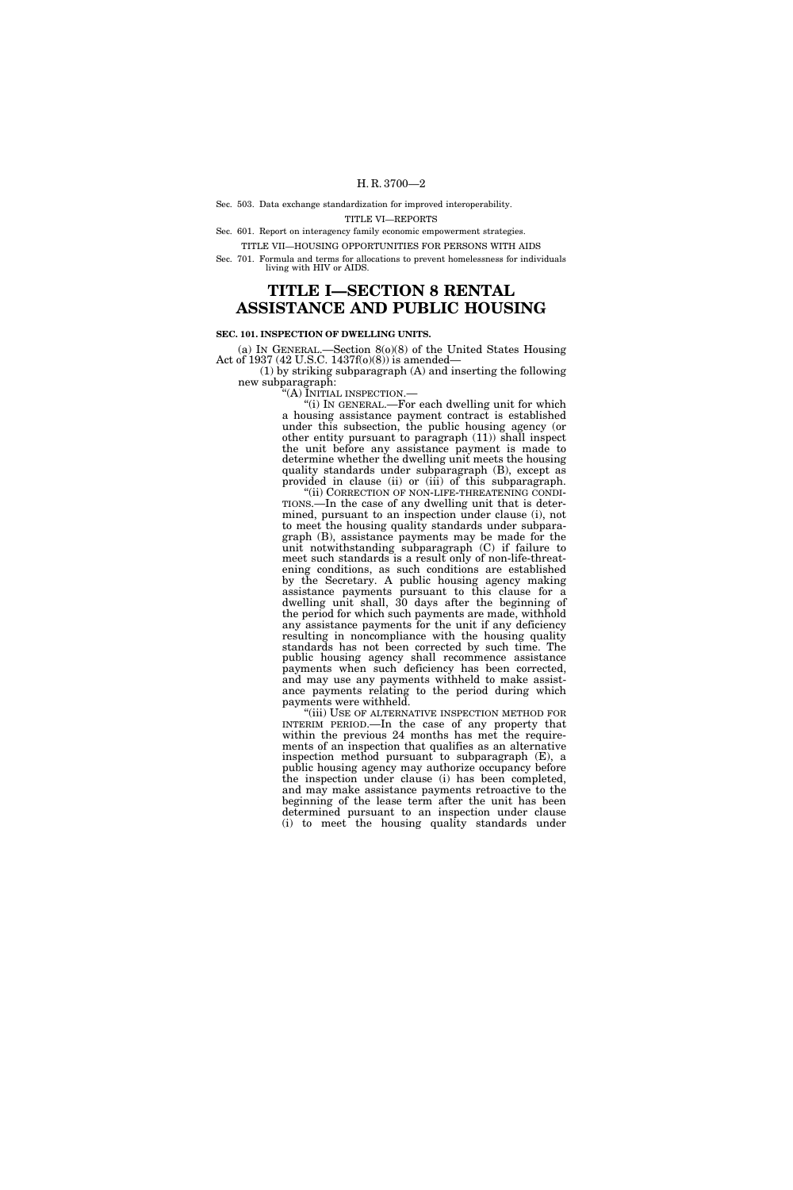Sec. 503. Data exchange standardization for improved interoperability.

TITLE VI—REPORTS

Sec. 601. Report on interagency family economic empowerment strategies.

TITLE VII—HOUSING OPPORTUNITIES FOR PERSONS WITH AIDS

Sec. 701. Formula and terms for allocations to prevent homelessness for individuals living with HIV or AIDS.

# TITLE I—SECTION 8 RENTAL ASSISTANCE AND PUBLIC HOUSING

### SEC. 101. INSPECTION OF DWELLING UNITS.

(a) IN GENERAL.—Section 8(o)(8) of the United States Housing Act of 1937 (42 U.S.C. 1437f(o)(8)) is amended—

(1) by striking subparagraph (A) and inserting the following new subparagraph:

"(A) INITIAL INSPECTION.—

"(i) IN GENERAL.—For each dwelling unit for which a housing assistance payment contract is established under this subsection, the public housing agency (or other entity pursuant to paragraph (11)) shall inspect the unit before any assistance payment is made to determine whether the dwelling unit meets the housing quality standards under subparagraph (B), except as provided in clause (ii) or (iii) of this subparagraph.

"(ii) CORRECTION OF NON-LIFE-THREATENING CONDITIONS.—In the case of any dwelling unit that is determined, pursuant to an inspection under clause (i), not to meet the housing quality standards under subparagraph (B), assistance payments may be made for the unit notwithstanding subparagraph (C) if failure to meet such standards is a result only of non-life-threatening conditions, as such conditions are established by the Secretary. A public housing agency making assistance payments pursuant to this clause for a dwelling unit shall, 30 days after the beginning of the period for which such payments are made, withhold any assistance payments for the unit if any deficiency resulting in noncompliance with the housing quality standards has not been corrected by such time. The public housing agency shall recommence assistance payments when such deficiency has been corrected, and may use any payments withheld to make assistance payments relating to the period during which payments were withheld.

"(iii) USE OF ALTERNATIVE INSPECTION METHOD FOR INTERIM PERIOD.—In the case of any property that within the previous 24 months has met the requirements of an inspection that qualifies as an alternative inspection method pursuant to subparagraph (E), a public housing agency may authorize occupancy before the inspection under clause (i) has been completed, and may make assistance payments retroactive to the beginning of the lease term after the unit has been determined pursuant to an inspection under clause (i) to meet the housing quality standards under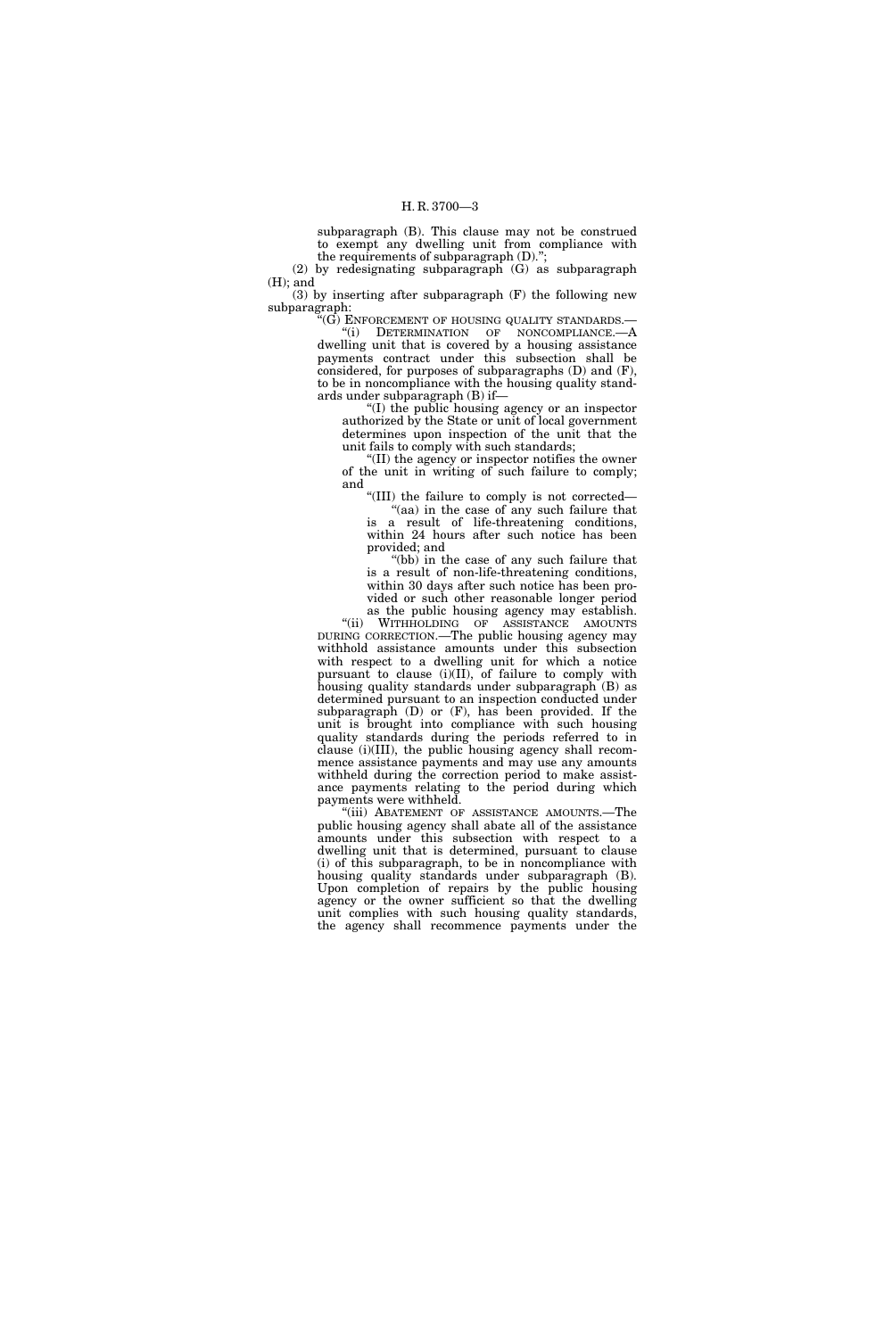subparagraph (B). This clause may not be construed to exempt any dwelling unit from compliance with the requirements of subparagraph (D).";

(2) by redesignating subparagraph (G) as subparagraph (H); and

(3) by inserting after subparagraph (F) the following new subparagraph:

"(G) ENFORCEMENT OF HOUSING QUALITY STANDARDS.—

"(i) DETERMINATION OF NONCOMPLIANCE.—A dwelling unit that is covered by a housing assistance payments contract under this subsection shall be considered, for purposes of subparagraphs (D) and (F), to be in noncompliance with the housing quality standards under subparagraph (B) if—

"(I) the public housing agency or an inspector authorized by the State or unit of local government determines upon inspection of the unit that the unit fails to comply with such standards;

"(II) the agency or inspector notifies the owner of the unit in writing of such failure to comply; and

"(III) the failure to comply is not corrected—

"(aa) in the case of any such failure that is a result of life-threatening conditions, within 24 hours after such notice has been provided; and

"(bb) in the case of any such failure that is a result of non-life-threatening conditions, within 30 days after such notice has been provided or such other reasonable longer period as the public housing agency may establish.

"(ii) WITHHOLDING OF ASSISTANCE AMOUNTS DURING CORRECTION.—The public housing agency may withhold assistance amounts under this subsection with respect to a dwelling unit for which a notice pursuant to clause (i)(II), of failure to comply with housing quality standards under subparagraph (B) as determined pursuant to an inspection conducted under subparagraph (D) or (F), has been provided. If the unit is brought into compliance with such housing quality standards during the periods referred to in clause (i)(III), the public housing agency shall recommence assistance payments and may use any amounts withheld during the correction period to make assistance payments relating to the period during which payments were withheld.

"(iii) ABATEMENT OF ASSISTANCE AMOUNTS.—The public housing agency shall abate all of the assistance amounts under this subsection with respect to a dwelling unit that is determined, pursuant to clause (i) of this subparagraph, to be in noncompliance with housing quality standards under subparagraph (B). Upon completion of repairs by the public housing agency or the owner sufficient so that the dwelling unit complies with such housing quality standards, the agency shall recommence payments under the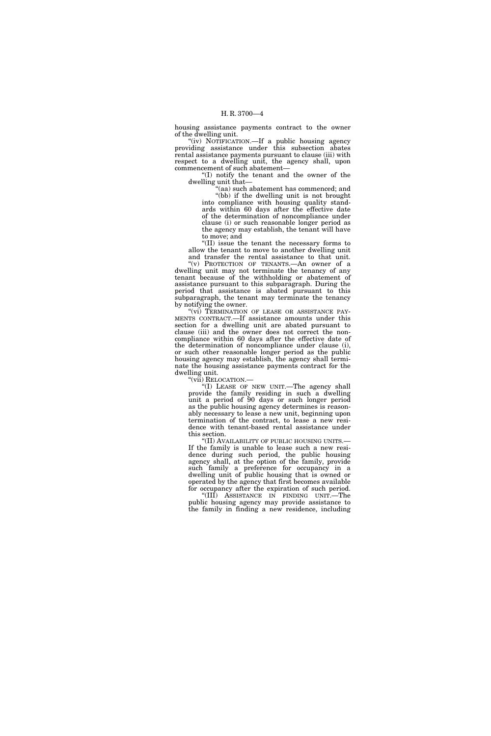housing assistance payments contract to the owner of the dwelling unit.

"(iv) NOTIFICATION.—If a public housing agency providing assistance under this subsection abates rental assistance payments pursuant to clause (iii) with respect to a dwelling unit, the agency shall, upon commencement of such abatement—

"(I) notify the tenant and the owner of the dwelling unit that—

"(aa) such abatement has commenced; and

"(bb) if the dwelling unit is not brought into compliance with housing quality standards within 60 days after the effective date of the determination of noncompliance under clause (i) or such reasonable longer period as the agency may establish, the tenant will have to move; and

"(II) issue the tenant the necessary forms to allow the tenant to move to another dwelling unit and transfer the rental assistance to that unit.

"(v) PROTECTION OF TENANTS.—An owner of a dwelling unit may not terminate the tenancy of any tenant because of the withholding or abatement of assistance pursuant to this subparagraph. During the period that assistance is abated pursuant to this subparagraph, the tenant may terminate the tenancy by notifying the owner.

"(vi) TERMINATION OF LEASE OR ASSISTANCE PAYMENTS CONTRACT.—If assistance amounts under this section for a dwelling unit are abated pursuant to clause (iii) and the owner does not correct the noncompliance within 60 days after the effective date of the determination of noncompliance under clause (i), or such other reasonable longer period as the public housing agency may establish, the agency shall terminate the housing assistance payments contract for the dwelling unit.

"(vii) RELOCATION.—

"(I) LEASE OF NEW UNIT.—The agency shall provide the family residing in such a dwelling unit a period of 90 days or such longer period as the public housing agency determines is reasonably necessary to lease a new unit, beginning upon termination of the contract, to lease a new residence with tenant-based rental assistance under this section.

"(II) AVAILABILITY OF PUBLIC HOUSING UNITS.—If the family is unable to lease such a new residence during such period, the public housing agency shall, at the option of the family, provide such family a preference for occupancy in a dwelling unit of public housing that is owned or operated by the agency that first becomes available for occupancy after the expiration of such period.

"(III) ASSISTANCE IN FINDING UNIT.—The public housing agency may provide assistance to the family in finding a new residence, including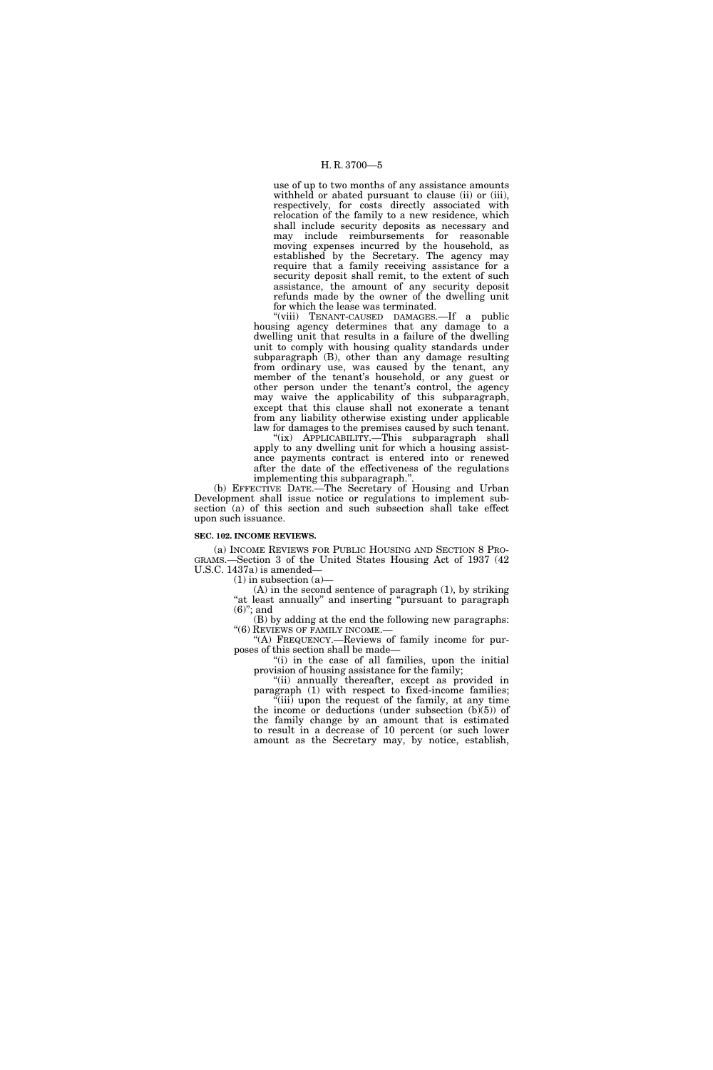use of up to two months of any assistance amounts withheld or abated pursuant to clause (ii) or (iii), respectively, for costs directly associated with relocation of the family to a new residence, which shall include security deposits as necessary and may include reimbursements for reasonable moving expenses incurred by the household, as established by the Secretary. The agency may require that a family receiving assistance for a security deposit shall remit, to the extent of such assistance, the amount of any security deposit refunds made by the owner of the dwelling unit for which the lease was terminated.

"(viii) TENANT-CAUSED DAMAGES.—If a public housing agency determines that any damage to a dwelling unit that results in a failure of the dwelling unit to comply with housing quality standards under subparagraph (B), other than any damage resulting from ordinary use, was caused by the tenant, any member of the tenant's household, or any guest or other person under the tenant's control, the agency may waive the applicability of this subparagraph, except that this clause shall not exonerate a tenant from any liability otherwise existing under applicable law for damages to the premises caused by such tenant.

"(ix) APPLICABILITY.—This subparagraph shall apply to any dwelling unit for which a housing assistance payments contract is entered into or renewed after the date of the effectiveness of the regulations implementing this subparagraph.".

(b) EFFECTIVE DATE.—The Secretary of Housing and Urban Development shall issue notice or regulations to implement subsection (a) of this section and such subsection shall take effect upon such issuance.

**SEC. 102. INCOME REVIEWS.**

(a) INCOME REVIEWS FOR PUBLIC HOUSING AND SECTION 8 PROGRAMS.—Section 3 of the United States Housing Act of 1937 (42 U.S.C. 1437a) is amended—

(1) in subsection (a)—

(A) in the second sentence of paragraph (1), by striking "at least annually" and inserting "pursuant to paragraph (6)"; and

(B) by adding at the end the following new paragraphs:

"(6) REVIEWS OF FAMILY INCOME.—

"(A) FREQUENCY.—Reviews of family income for purposes of this section shall be made—

"(i) in the case of all families, upon the initial provision of housing assistance for the family;

"(ii) annually thereafter, except as provided in paragraph (1) with respect to fixed-income families;

"(iii) upon the request of the family, at any time the income or deductions (under subsection (b)(5)) of the family change by an amount that is estimated to result in a decrease of 10 percent (or such lower amount as the Secretary may, by notice, establish,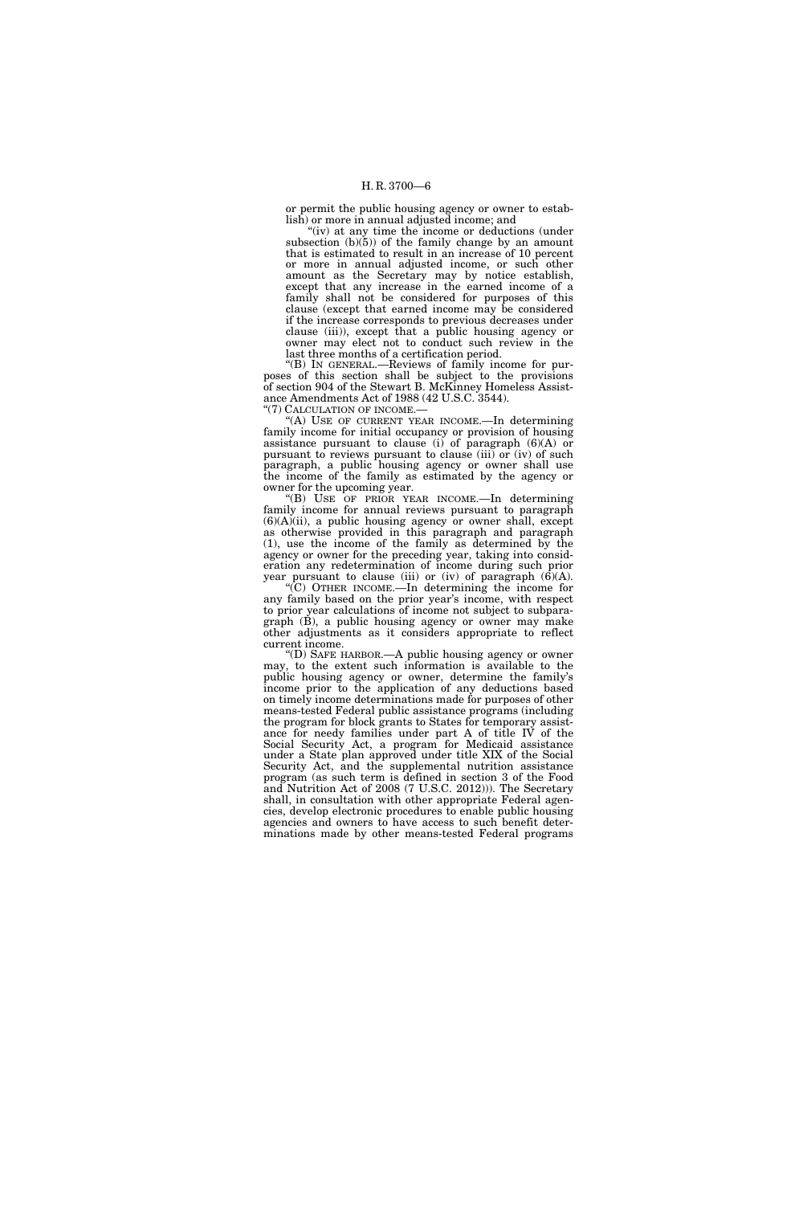or permit the public housing agency or owner to establish) or more in annual adjusted income; and

"(iv) at any time the income or deductions (under subsection (b)(5)) of the family change by an amount that is estimated to result in an increase of 10 percent or more in annual adjusted income, or such other amount as the Secretary may by notice establish, except that any increase in the earned income of a family shall not be considered for purposes of this clause (except that earned income may be considered if the increase corresponds to previous decreases under clause (iii)), except that a public housing agency or owner may elect not to conduct such review in the last three months of a certification period.

"(B) IN GENERAL.—Reviews of family income for purposes of this section shall be subject to the provisions of section 904 of the Stewart B. McKinney Homeless Assistance Amendments Act of 1988 (42 U.S.C. 3544).

"(7) CALCULATION OF INCOME.—

"(A) USE OF CURRENT YEAR INCOME.—In determining family income for initial occupancy or provision of housing assistance pursuant to clause (i) of paragraph (6)(A) or pursuant to reviews pursuant to clause (iii) or (iv) of such paragraph, a public housing agency or owner shall use the income of the family as estimated by the agency or owner for the upcoming year.

"(B) USE OF PRIOR YEAR INCOME.—In determining family income for annual reviews pursuant to paragraph (6)(A)(ii), a public housing agency or owner shall, except as otherwise provided in this paragraph and paragraph (1), use the income of the family as determined by the agency or owner for the preceding year, taking into consideration any redetermination of income during such prior year pursuant to clause (iii) or (iv) of paragraph (6)(A).

"(C) OTHER INCOME.—In determining the income for any family based on the prior year's income, with respect to prior year calculations of income not subject to subparagraph (B), a public housing agency or owner may make other adjustments as it considers appropriate to reflect current income.

"(D) SAFE HARBOR.—A public housing agency or owner may, to the extent such information is available to the public housing agency or owner, determine the family's income prior to the application of any deductions based on timely income determinations made for purposes of other means-tested Federal public assistance programs (including the program for block grants to States for temporary assistance for needy families under part A of title IV of the Social Security Act, a program for Medicaid assistance under a State plan approved under title XIX of the Social Security Act, and the supplemental nutrition assistance program (as such term is defined in section 3 of the Food and Nutrition Act of 2008 (7 U.S.C. 2012))). The Secretary shall, in consultation with other appropriate Federal agencies, develop electronic procedures to enable public housing agencies and owners to have access to such benefit determinations made by other means-tested Federal programs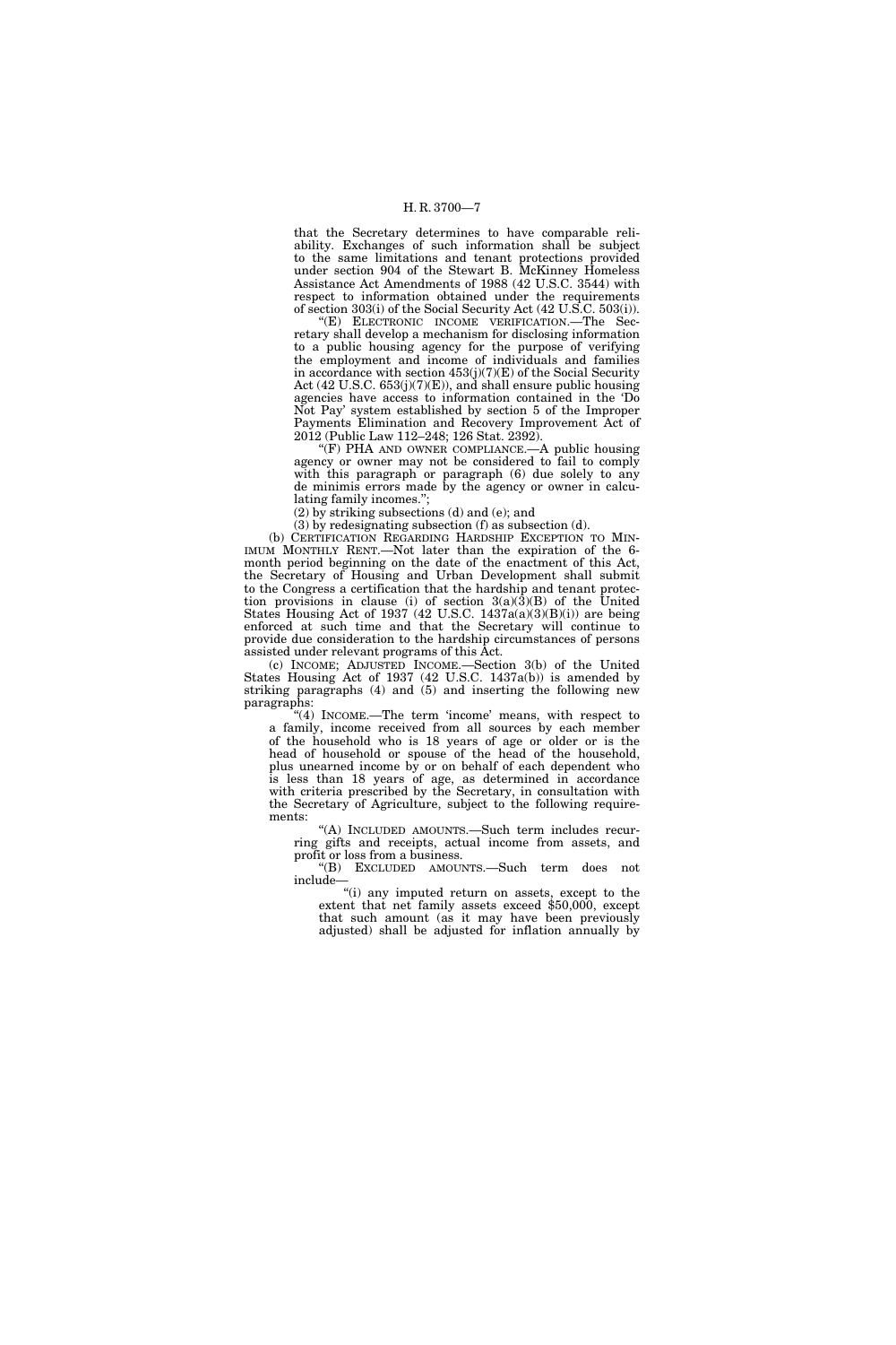that the Secretary determines to have comparable reliability. Exchanges of such information shall be subject to the same limitations and tenant protections provided under section 904 of the Stewart B. McKinney Homeless Assistance Act Amendments of 1988 (42 U.S.C. 3544) with respect to information obtained under the requirements of section 303(i) of the Social Security Act (42 U.S.C. 503(i)).

"(E) ELECTRONIC INCOME VERIFICATION.—The Secretary shall develop a mechanism for disclosing information to a public housing agency for the purpose of verifying the employment and income of individuals and families in accordance with section 453(j)(7)(E) of the Social Security Act (42 U.S.C. 653(j)(7)(E)), and shall ensure public housing agencies have access to information contained in the 'Do Not Pay' system established by section 5 of the Improper Payments Elimination and Recovery Improvement Act of 2012 (Public Law 112–248; 126 Stat. 2392).

"(F) PHA AND OWNER COMPLIANCE.—A public housing agency or owner may not be considered to fail to comply with this paragraph or paragraph (6) due solely to any de minimis errors made by the agency or owner in calculating family incomes.";

(2) by striking subsections (d) and (e); and

(3) by redesignating subsection (f) as subsection (d).

(b) CERTIFICATION REGARDING HARDSHIP EXCEPTION TO MINIMUM MONTHLY RENT.—Not later than the expiration of the 6-month period beginning on the date of the enactment of this Act, the Secretary of Housing and Urban Development shall submit to the Congress a certification that the hardship and tenant protection provisions in clause (i) of section 3(a)(3)(B) of the United States Housing Act of 1937 (42 U.S.C. 1437a(a)(3)(B)(i)) are being enforced at such time and that the Secretary will continue to provide due consideration to the hardship circumstances of persons assisted under relevant programs of this Act.

(c) INCOME; ADJUSTED INCOME.—Section 3(b) of the United States Housing Act of 1937 (42 U.S.C. 1437a(b)) is amended by striking paragraphs (4) and (5) and inserting the following new paragraphs:

"(4) INCOME.—The term 'income' means, with respect to a family, income received from all sources by each member of the household who is 18 years of age or older or is the head of household or spouse of the head of the household, plus unearned income by or on behalf of each dependent who is less than 18 years of age, as determined in accordance with criteria prescribed by the Secretary, in consultation with the Secretary of Agriculture, subject to the following requirements:

"(A) INCLUDED AMOUNTS.—Such term includes recurring gifts and receipts, actual income from assets, and profit or loss from a business.

"(B) EXCLUDED AMOUNTS.—Such term does not include—

"(i) any imputed return on assets, except to the extent that net family assets exceed $50,000, except that such amount (as it may have been previously adjusted) shall be adjusted for inflation annually by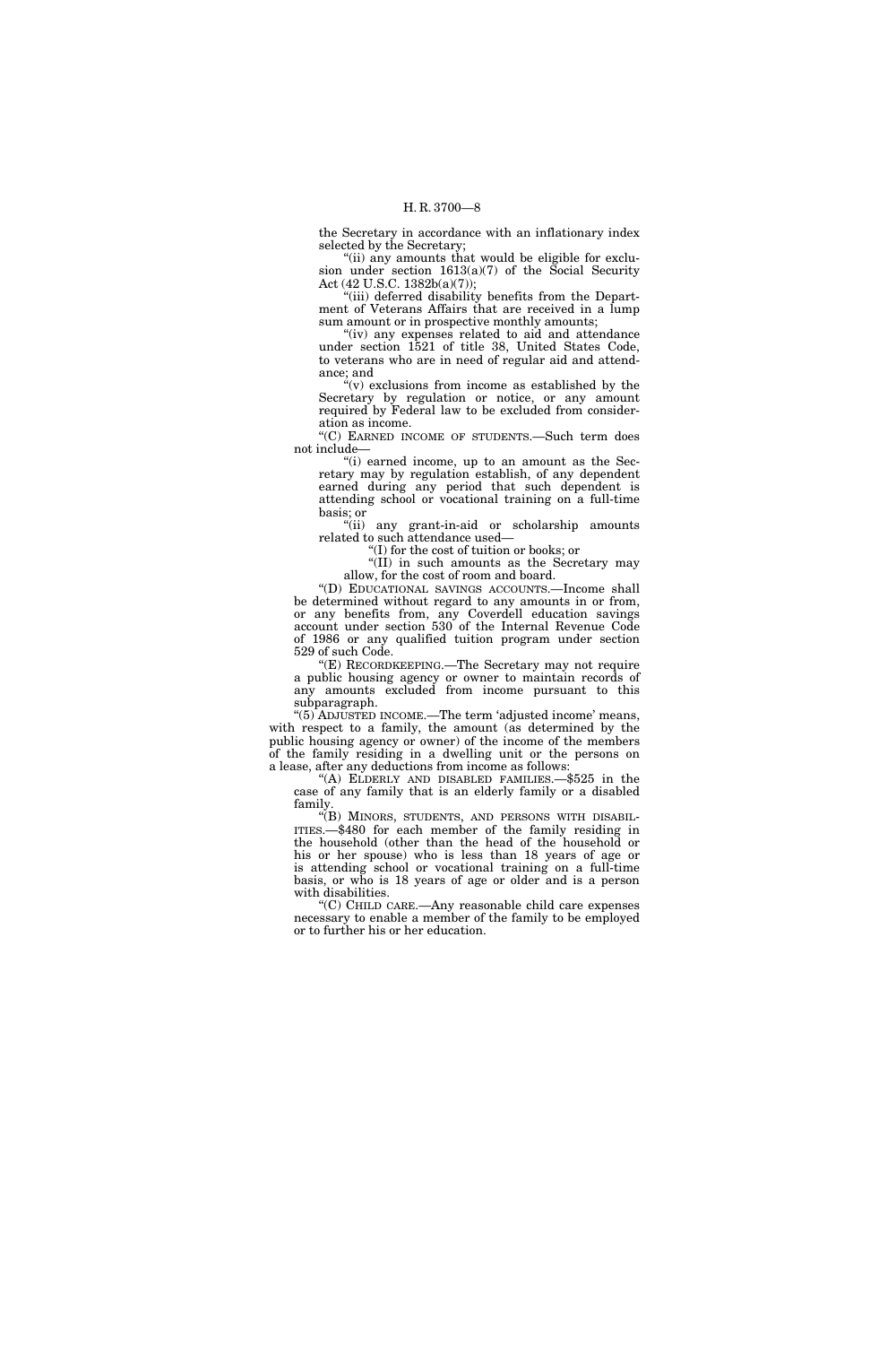the Secretary in accordance with an inflationary index selected by the Secretary;

"(ii) any amounts that would be eligible for exclusion under section 1613(a)(7) of the Social Security Act (42 U.S.C. 1382b(a)(7));

"(iii) deferred disability benefits from the Department of Veterans Affairs that are received in a lump sum amount or in prospective monthly amounts;

"(iv) any expenses related to aid and attendance under section 1521 of title 38, United States Code, to veterans who are in need of regular aid and attendance; and

"(v) exclusions from income as established by the Secretary by regulation or notice, or any amount required by Federal law to be excluded from consideration as income.

"(C) EARNED INCOME OF STUDENTS.—Such term does not include—

"(i) earned income, up to an amount as the Secretary may by regulation establish, of any dependent earned during any period that such dependent is attending school or vocational training on a full-time basis; or

"(ii) any grant-in-aid or scholarship amounts related to such attendance used—

"(I) for the cost of tuition or books; or

"(II) in such amounts as the Secretary may allow, for the cost of room and board.

"(D) EDUCATIONAL SAVINGS ACCOUNTS.—Income shall be determined without regard to any amounts in or from, or any benefits from, any Coverdell education savings account under section 530 of the Internal Revenue Code of 1986 or any qualified tuition program under section 529 of such Code.

"(E) RECORDKEEPING.—The Secretary may not require a public housing agency or owner to maintain records of any amounts excluded from income pursuant to this subparagraph.

"(5) ADJUSTED INCOME.—The term 'adjusted income' means, with respect to a family, the amount (as determined by the public housing agency or owner) of the income of the members of the family residing in a dwelling unit or the persons on a lease, after any deductions from income as follows:

"(A) ELDERLY AND DISABLED FAMILIES.—$525 in the case of any family that is an elderly family or a disabled family.

"(B) MINORS, STUDENTS, AND PERSONS WITH DISABILITIES.—$480 for each member of the family residing in the household (other than the head of the household or his or her spouse) who is less than 18 years of age or is attending school or vocational training on a full-time basis, or who is 18 years of age or older and is a person with disabilities.

"(C) CHILD CARE.—Any reasonable child care expenses necessary to enable a member of the family to be employed or to further his or her education.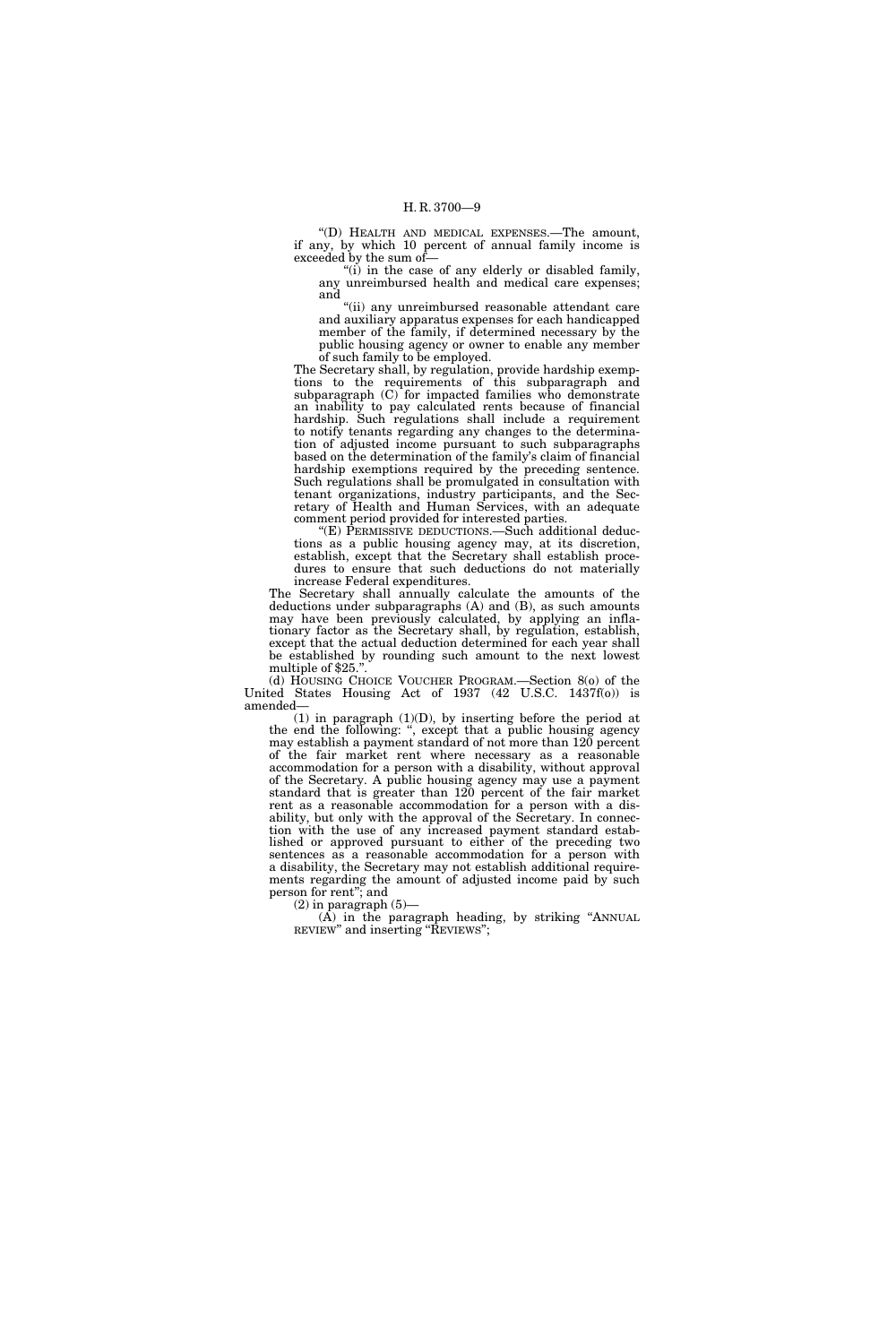"(D) HEALTH AND MEDICAL EXPENSES.—The amount, if any, by which 10 percent of annual family income is exceeded by the sum of—

"(i) in the case of any elderly or disabled family, any unreimbursed health and medical care expenses; and

"(ii) any unreimbursed reasonable attendant care and auxiliary apparatus expenses for each handicapped member of the family, if determined necessary by the public housing agency or owner to enable any member of such family to be employed.

The Secretary shall, by regulation, provide hardship exemptions to the requirements of this subparagraph and subparagraph (C) for impacted families who demonstrate an inability to pay calculated rents because of financial hardship. Such regulations shall include a requirement to notify tenants regarding any changes to the determination of adjusted income pursuant to such subparagraphs based on the determination of the family's claim of financial hardship exemptions required by the preceding sentence. Such regulations shall be promulgated in consultation with tenant organizations, industry participants, and the Secretary of Health and Human Services, with an adequate comment period provided for interested parties.

"(E) PERMISSIVE DEDUCTIONS.—Such additional deductions as a public housing agency may, at its discretion, establish, except that the Secretary shall establish procedures to ensure that such deductions do not materially increase Federal expenditures.

The Secretary shall annually calculate the amounts of the deductions under subparagraphs (A) and (B), as such amounts may have been previously calculated, by applying an inflationary factor as the Secretary shall, by regulation, establish, except that the actual deduction determined for each year shall be established by rounding such amount to the next lowest multiple of $25.".

(d) HOUSING CHOICE VOUCHER PROGRAM.—Section 8(o) of the United States Housing Act of 1937 (42 U.S.C. 1437f(o)) is amended—

(1) in paragraph (1)(D), by inserting before the period at the end the following: ", except that a public housing agency may establish a payment standard of not more than 120 percent of the fair market rent where necessary as a reasonable accommodation for a person with a disability, without approval of the Secretary. A public housing agency may use a payment standard that is greater than 120 percent of the fair market rent as a reasonable accommodation for a person with a disability, but only with the approval of the Secretary. In connection with the use of any increased payment standard established or approved pursuant to either of the preceding two sentences as a reasonable accommodation for a person with a disability, the Secretary may not establish additional requirements regarding the amount of adjusted income paid by such person for rent"; and

(2) in paragraph (5)—

(A) in the paragraph heading, by striking "ANNUAL REVIEW" and inserting "REVIEWS";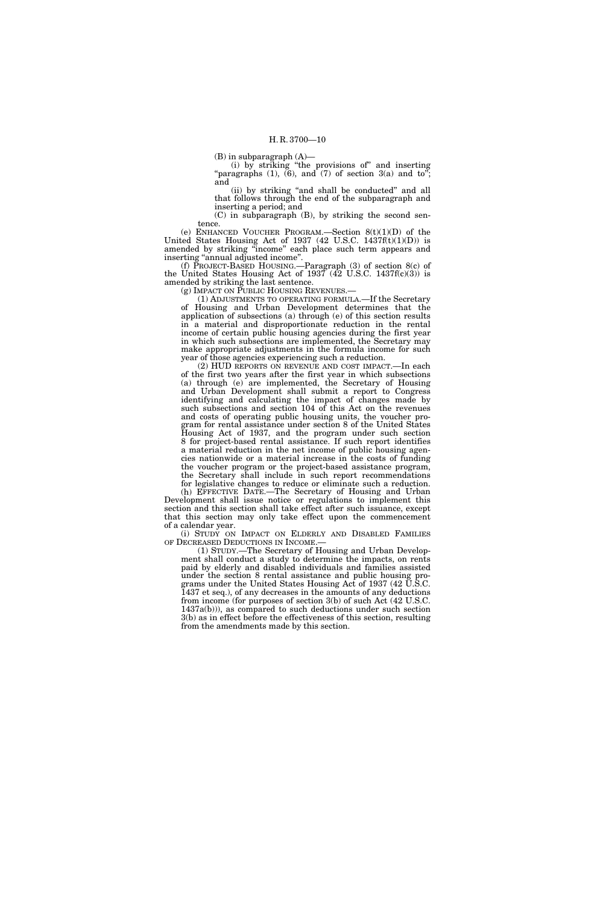(B) in subparagraph (A)—

(i) by striking "the provisions of" and inserting "paragraphs (1), (6), and (7) of section 3(a) and to"; and

(ii) by striking "and shall be conducted" and all that follows through the end of the subparagraph and inserting a period; and

(C) in subparagraph (B), by striking the second sentence.

(e) ENHANCED VOUCHER PROGRAM.—Section 8(t)(1)(D) of the United States Housing Act of 1937 (42 U.S.C. 1437f(t)(1)(D)) is amended by striking "income" each place such term appears and inserting "annual adjusted income".

(f) PROJECT-BASED HOUSING.—Paragraph (3) of section 8(c) of the United States Housing Act of 1937 (42 U.S.C. 1437f(c)(3)) is amended by striking the last sentence.

(g) IMPACT ON PUBLIC HOUSING REVENUES.—

(1) ADJUSTMENTS TO OPERATING FORMULA.—If the Secretary of Housing and Urban Development determines that the application of subsections (a) through (e) of this section results in a material and disproportionate reduction in the rental income of certain public housing agencies during the first year in which such subsections are implemented, the Secretary may make appropriate adjustments in the formula income for such year of those agencies experiencing such a reduction.

(2) HUD REPORTS ON REVENUE AND COST IMPACT.—In each of the first two years after the first year in which subsections (a) through (e) are implemented, the Secretary of Housing and Urban Development shall submit a report to Congress identifying and calculating the impact of changes made by such subsections and section 104 of this Act on the revenues and costs of operating public housing units, the voucher program for rental assistance under section 8 of the United States Housing Act of 1937, and the program under such section 8 for project-based rental assistance. If such report identifies a material reduction in the net income of public housing agencies nationwide or a material increase in the costs of funding the voucher program or the project-based assistance program, the Secretary shall include in such report recommendations for legislative changes to reduce or eliminate such a reduction.

(h) EFFECTIVE DATE.—The Secretary of Housing and Urban Development shall issue notice or regulations to implement this section and this section shall take effect after such issuance, except that this section may only take effect upon the commencement of a calendar year.

(i) STUDY ON IMPACT ON ELDERLY AND DISABLED FAMILIES OF DECREASED DEDUCTIONS IN INCOME.—

(1) STUDY.—The Secretary of Housing and Urban Development shall conduct a study to determine the impacts, on rents paid by elderly and disabled individuals and families assisted under the section 8 rental assistance and public housing programs under the United States Housing Act of 1937 (42 U.S.C. 1437 et seq.), of any decreases in the amounts of any deductions from income (for purposes of section 3(b) of such Act (42 U.S.C. 1437a(b))), as compared to such deductions under such section 3(b) as in effect before the effectiveness of this section, resulting from the amendments made by this section.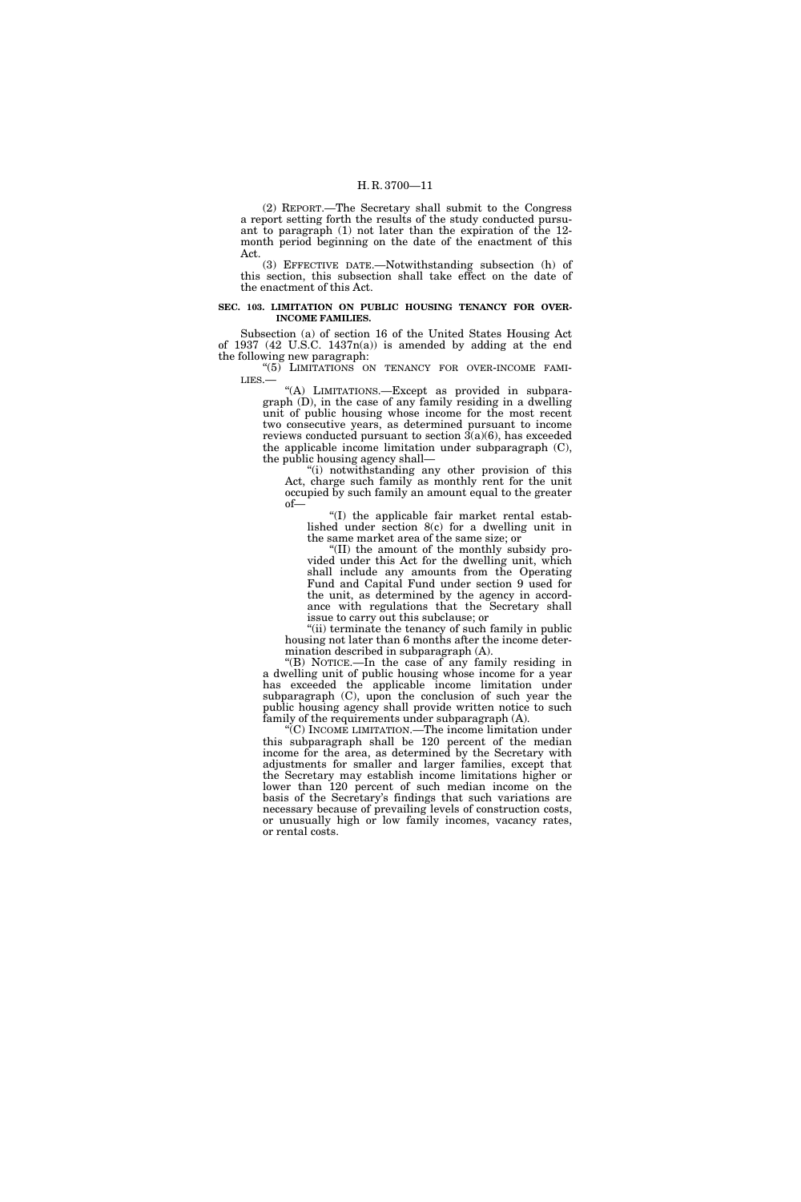(2) REPORT.—The Secretary shall submit to the Congress a report setting forth the results of the study conducted pursuant to paragraph (1) not later than the expiration of the 12-month period beginning on the date of the enactment of this Act.

(3) EFFECTIVE DATE.—Notwithstanding subsection (h) of this section, this subsection shall take effect on the date of the enactment of this Act.

**SEC. 103. LIMITATION ON PUBLIC HOUSING TENANCY FOR OVER-INCOME FAMILIES.**

Subsection (a) of section 16 of the United States Housing Act of 1937 (42 U.S.C. 1437n(a)) is amended by adding at the end the following new paragraph:

"(5) LIMITATIONS ON TENANCY FOR OVER-INCOME FAMILIES.—

"(A) LIMITATIONS.—Except as provided in subparagraph (D), in the case of any family residing in a dwelling unit of public housing whose income for the most recent two consecutive years, as determined pursuant to income reviews conducted pursuant to section 3(a)(6), has exceeded the applicable income limitation under subparagraph (C), the public housing agency shall—

"(i) notwithstanding any other provision of this Act, charge such family as monthly rent for the unit occupied by such family an amount equal to the greater of—

"(I) the applicable fair market rental established under section 8(c) for a dwelling unit in the same market area of the same size; or

"(II) the amount of the monthly subsidy provided under this Act for the dwelling unit, which shall include any amounts from the Operating Fund and Capital Fund under section 9 used for the unit, as determined by the agency in accordance with regulations that the Secretary shall issue to carry out this subclause; or

"(ii) terminate the tenancy of such family in public housing not later than 6 months after the income determination described in subparagraph (A).

"(B) NOTICE.—In the case of any family residing in a dwelling unit of public housing whose income for a year has exceeded the applicable income limitation under subparagraph (C), upon the conclusion of such year the public housing agency shall provide written notice to such family of the requirements under subparagraph (A).

"(C) INCOME LIMITATION.—The income limitation under this subparagraph shall be 120 percent of the median income for the area, as determined by the Secretary with adjustments for smaller and larger families, except that the Secretary may establish income limitations higher or lower than 120 percent of such median income on the basis of the Secretary's findings that such variations are necessary because of prevailing levels of construction costs, or unusually high or low family incomes, vacancy rates, or rental costs.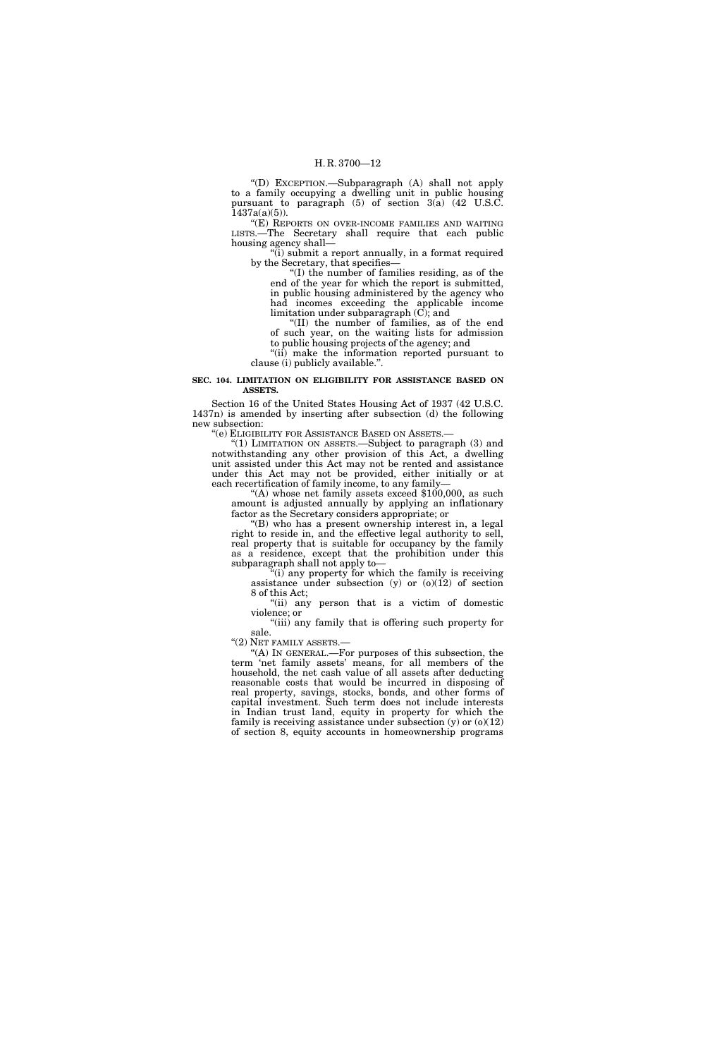"(D) EXCEPTION.—Subparagraph (A) shall not apply to a family occupying a dwelling unit in public housing pursuant to paragraph (5) of section 3(a) (42 U.S.C. 1437a(a)(5)).

"(E) REPORTS ON OVER-INCOME FAMILIES AND WAITING LISTS.—The Secretary shall require that each public housing agency shall—

"(i) submit a report annually, in a format required by the Secretary, that specifies—

"(I) the number of families residing, as of the end of the year for which the report is submitted, in public housing administered by the agency who had incomes exceeding the applicable income limitation under subparagraph (C); and

"(II) the number of families, as of the end of such year, on the waiting lists for admission to public housing projects of the agency; and

"(ii) make the information reported pursuant to clause (i) publicly available.".

**SEC. 104. LIMITATION ON ELIGIBILITY FOR ASSISTANCE BASED ON ASSETS.**

Section 16 of the United States Housing Act of 1937 (42 U.S.C. 1437n) is amended by inserting after subsection (d) the following new subsection:

"(e) ELIGIBILITY FOR ASSISTANCE BASED ON ASSETS.—

"(1) LIMITATION ON ASSETS.—Subject to paragraph (3) and notwithstanding any other provision of this Act, a dwelling unit assisted under this Act may not be rented and assistance under this Act may not be provided, either initially or at each recertification of family income, to any family—

"(A) whose net family assets exceed $100,000, as such amount is adjusted annually by applying an inflationary factor as the Secretary considers appropriate; or

"(B) who has a present ownership interest in, a legal right to reside in, and the effective legal authority to sell, real property that is suitable for occupancy by the family as a residence, except that the prohibition under this subparagraph shall not apply to—

"(i) any property for which the family is receiving assistance under subsection (y) or (o)(12) of section 8 of this Act;

"(ii) any person that is a victim of domestic violence; or

"(iii) any family that is offering such property for sale.

"(2) NET FAMILY ASSETS.—

"(A) IN GENERAL.—For purposes of this subsection, the term 'net family assets' means, for all members of the household, the net cash value of all assets after deducting reasonable costs that would be incurred in disposing of real property, savings, stocks, bonds, and other forms of capital investment. Such term does not include interests in Indian trust land, equity in property for which the family is receiving assistance under subsection (y) or (o)(12) of section 8, equity accounts in homeownership programs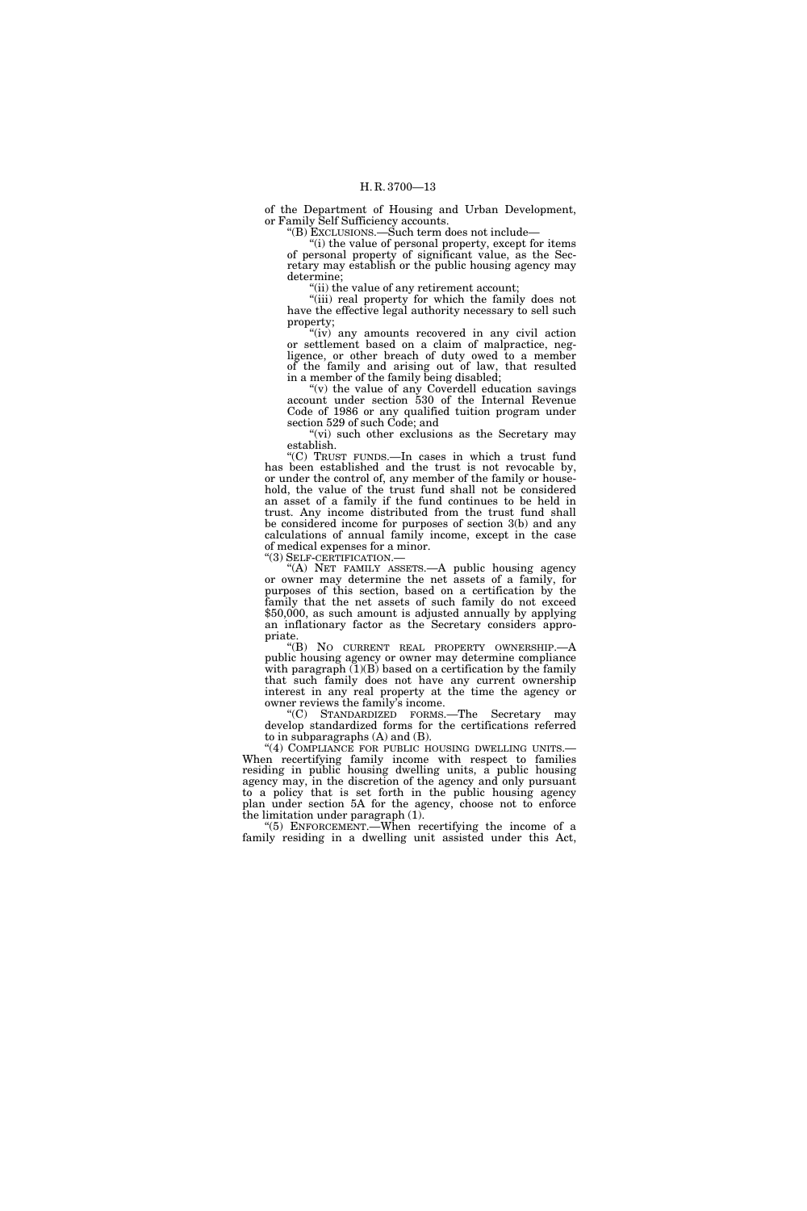of the Department of Housing and Urban Development, or Family Self Sufficiency accounts.

"(B) EXCLUSIONS.—Such term does not include—

"(i) the value of personal property, except for items of personal property of significant value, as the Secretary may establish or the public housing agency may determine;

"(ii) the value of any retirement account;

"(iii) real property for which the family does not have the effective legal authority necessary to sell such property;

"(iv) any amounts recovered in any civil action or settlement based on a claim of malpractice, negligence, or other breach of duty owed to a member of the family and arising out of law, that resulted in a member of the family being disabled;

"(v) the value of any Coverdell education savings account under section 530 of the Internal Revenue Code of 1986 or any qualified tuition program under section 529 of such Code; and

"(vi) such other exclusions as the Secretary may establish.

"(C) TRUST FUNDS.—In cases in which a trust fund has been established and the trust is not revocable by, or under the control of, any member of the family or household, the value of the trust fund shall not be considered an asset of a family if the fund continues to be held in trust. Any income distributed from the trust fund shall be considered income for purposes of section 3(b) and any calculations of annual family income, except in the case of medical expenses for a minor.

"(3) SELF-CERTIFICATION.—

"(A) NET FAMILY ASSETS.—A public housing agency or owner may determine the net assets of a family, for purposes of this section, based on a certification by the family that the net assets of such family do not exceed $50,000, as such amount is adjusted annually by applying an inflationary factor as the Secretary considers appropriate.

"(B) NO CURRENT REAL PROPERTY OWNERSHIP.—A public housing agency or owner may determine compliance with paragraph (1)(B) based on a certification by the family that such family does not have any current ownership interest in any real property at the time the agency or owner reviews the family's income.

"(C) STANDARDIZED FORMS.—The Secretary may develop standardized forms for the certifications referred to in subparagraphs (A) and (B).

"(4) COMPLIANCE FOR PUBLIC HOUSING DWELLING UNITS.—When recertifying family income with respect to families residing in public housing dwelling units, a public housing agency may, in the discretion of the agency and only pursuant to a policy that is set forth in the public housing agency plan under section 5A for the agency, choose not to enforce the limitation under paragraph (1).

"(5) ENFORCEMENT.—When recertifying the income of a family residing in a dwelling unit assisted under this Act,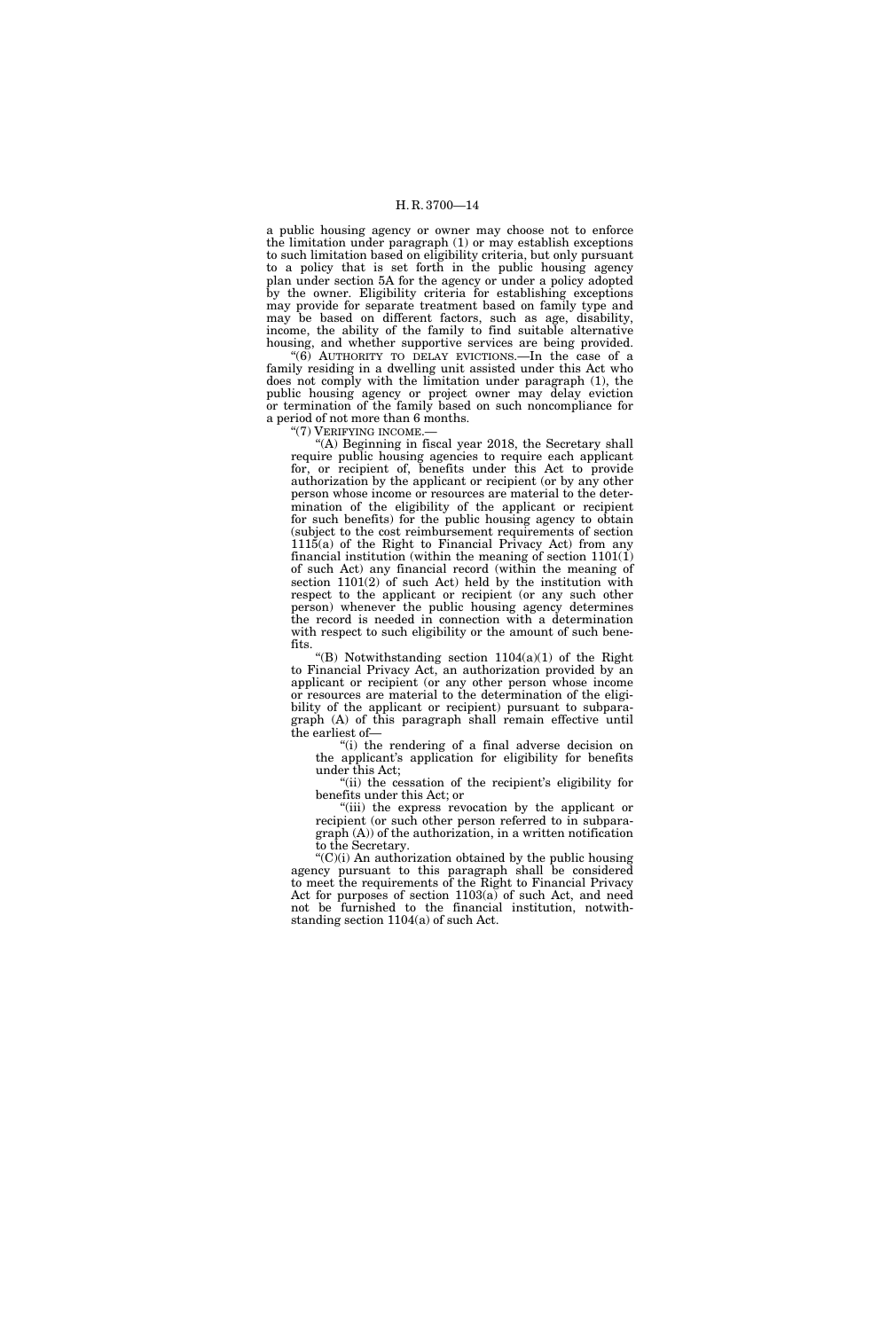a public housing agency or owner may choose not to enforce the limitation under paragraph (1) or may establish exceptions to such limitation based on eligibility criteria, but only pursuant to a policy that is set forth in the public housing agency plan under section 5A for the agency or under a policy adopted by the owner. Eligibility criteria for establishing exceptions may provide for separate treatment based on family type and may be based on different factors, such as age, disability, income, the ability of the family to find suitable alternative housing, and whether supportive services are being provided.

"(6) AUTHORITY TO DELAY EVICTIONS.—In the case of a family residing in a dwelling unit assisted under this Act who does not comply with the limitation under paragraph (1), the public housing agency or project owner may delay eviction or termination of the family based on such noncompliance for a period of not more than 6 months.

"(7) VERIFYING INCOME.—

"(A) Beginning in fiscal year 2018, the Secretary shall require public housing agencies to require each applicant for, or recipient of, benefits under this Act to provide authorization by the applicant or recipient (or by any other person whose income or resources are material to the determination of the eligibility of the applicant or recipient for such benefits) for the public housing agency to obtain (subject to the cost reimbursement requirements of section 1115(a) of the Right to Financial Privacy Act) from any financial institution (within the meaning of section 1101(1) of such Act) any financial record (within the meaning of section 1101(2) of such Act) held by the institution with respect to the applicant or recipient (or any such other person) whenever the public housing agency determines the record is needed in connection with a determination with respect to such eligibility or the amount of such benefits.

"(B) Notwithstanding section 1104(a)(1) of the Right to Financial Privacy Act, an authorization provided by an applicant or recipient (or any other person whose income or resources are material to the determination of the eligibility of the applicant or recipient) pursuant to subparagraph (A) of this paragraph shall remain effective until the earliest of—

"(i) the rendering of a final adverse decision on the applicant's application for eligibility for benefits under this Act;

"(ii) the cessation of the recipient's eligibility for benefits under this Act; or

"(iii) the express revocation by the applicant or recipient (or such other person referred to in subparagraph (A)) of the authorization, in a written notification to the Secretary.

"(C)(i) An authorization obtained by the public housing agency pursuant to this paragraph shall be considered to meet the requirements of the Right to Financial Privacy Act for purposes of section 1103(a) of such Act, and need not be furnished to the financial institution, notwithstanding section 1104(a) of such Act.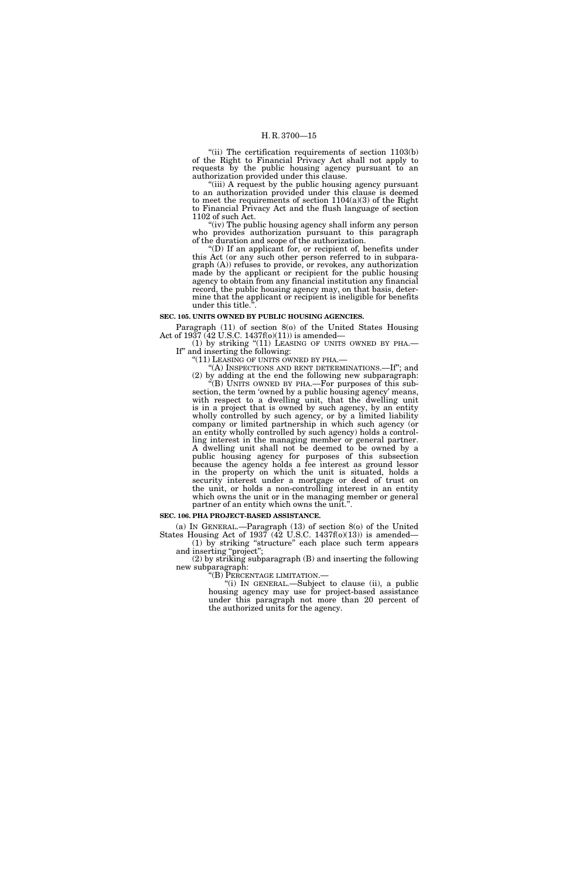"(ii) The certification requirements of section 1103(b) of the Right to Financial Privacy Act shall not apply to requests by the public housing agency pursuant to an authorization provided under this clause.

"(iii) A request by the public housing agency pursuant to an authorization provided under this clause is deemed to meet the requirements of section 1104(a)(3) of the Right to Financial Privacy Act and the flush language of section 1102 of such Act.

"(iv) The public housing agency shall inform any person who provides authorization pursuant to this paragraph of the duration and scope of the authorization.

"(D) If an applicant for, or recipient of, benefits under this Act (or any such other person referred to in subparagraph (A)) refuses to provide, or revokes, any authorization made by the applicant or recipient for the public housing agency to obtain from any financial institution any financial record, the public housing agency may, on that basis, determine that the applicant or recipient is ineligible for benefits under this title.".

**SEC. 105. UNITS OWNED BY PUBLIC HOUSING AGENCIES.**

Paragraph (11) of section 8(o) of the United States Housing Act of 1937 (42 U.S.C. 1437f(o)(11)) is amended—

(1) by striking "(11) LEASING OF UNITS OWNED BY PHA.—If" and inserting the following:

"(11) LEASING OF UNITS OWNED BY PHA.—

"(A) INSPECTIONS AND RENT DETERMINATIONS.—If"; and

(2) by adding at the end the following new subparagraph:

"(B) UNITS OWNED BY PHA.—For purposes of this subsection, the term 'owned by a public housing agency' means, with respect to a dwelling unit, that the dwelling unit is in a project that is owned by such agency, by an entity wholly controlled by such agency, or by a limited liability company or limited partnership in which such agency (or an entity wholly controlled by such agency) holds a controlling interest in the managing member or general partner. A dwelling unit shall not be deemed to be owned by a public housing agency for purposes of this subsection because the agency holds a fee interest as ground lessor in the property on which the unit is situated, holds a security interest under a mortgage or deed of trust on the unit, or holds a non-controlling interest in an entity which owns the unit or in the managing member or general partner of an entity which owns the unit.".

**SEC. 106. PHA PROJECT-BASED ASSISTANCE.**

(a) IN GENERAL.—Paragraph (13) of section 8(o) of the United States Housing Act of 1937 (42 U.S.C. 1437f(o)(13)) is amended—

(1) by striking "structure" each place such term appears and inserting "project";

(2) by striking subparagraph (B) and inserting the following new subparagraph:

"(B) PERCENTAGE LIMITATION.—

"(i) IN GENERAL.—Subject to clause (ii), a public housing agency may use for project-based assistance under this paragraph not more than 20 percent of the authorized units for the agency.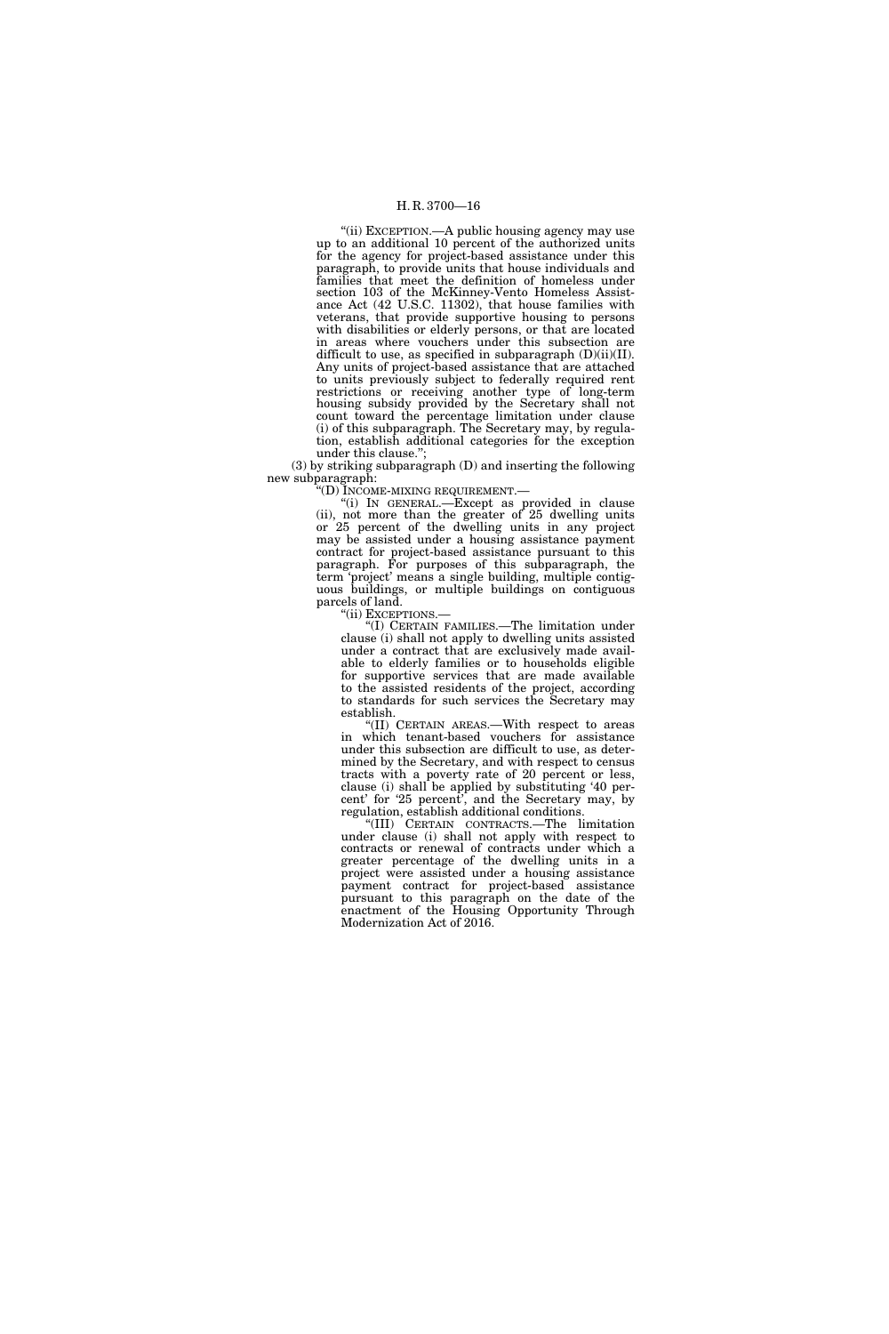"(ii) EXCEPTION.—A public housing agency may use up to an additional 10 percent of the authorized units for the agency for project-based assistance under this paragraph, to provide units that house individuals and families that meet the definition of homeless under section 103 of the McKinney-Vento Homeless Assistance Act (42 U.S.C. 11302), that house families with veterans, that provide supportive housing to persons with disabilities or elderly persons, or that are located in areas where vouchers under this subsection are difficult to use, as specified in subparagraph (D)(ii)(II). Any units of project-based assistance that are attached to units previously subject to federally required rent restrictions or receiving another type of long-term housing subsidy provided by the Secretary shall not count toward the percentage limitation under clause (i) of this subparagraph. The Secretary may, by regulation, establish additional categories for the exception under this clause.";

(3) by striking subparagraph (D) and inserting the following new subparagraph:

"(D) INCOME-MIXING REQUIREMENT.—

"(i) IN GENERAL.—Except as provided in clause (ii), not more than the greater of 25 dwelling units or 25 percent of the dwelling units in any project may be assisted under a housing assistance payment contract for project-based assistance pursuant to this paragraph. For purposes of this subparagraph, the term 'project' means a single building, multiple contiguous buildings, or multiple buildings on contiguous parcels of land.

"(ii) EXCEPTIONS.—

"(I) CERTAIN FAMILIES.—The limitation under clause (i) shall not apply to dwelling units assisted under a contract that are exclusively made available to elderly families or to households eligible for supportive services that are made available to the assisted residents of the project, according to standards for such services the Secretary may establish.

"(II) CERTAIN AREAS.—With respect to areas in which tenant-based vouchers for assistance under this subsection are difficult to use, as determined by the Secretary, and with respect to census tracts with a poverty rate of 20 percent or less, clause (i) shall be applied by substituting '40 percent' for '25 percent', and the Secretary may, by regulation, establish additional conditions.

"(III) CERTAIN CONTRACTS.—The limitation under clause (i) shall not apply with respect to contracts or renewal of contracts under which a greater percentage of the dwelling units in a project were assisted under a housing assistance payment contract for project-based assistance pursuant to this paragraph on the date of the enactment of the Housing Opportunity Through Modernization Act of 2016.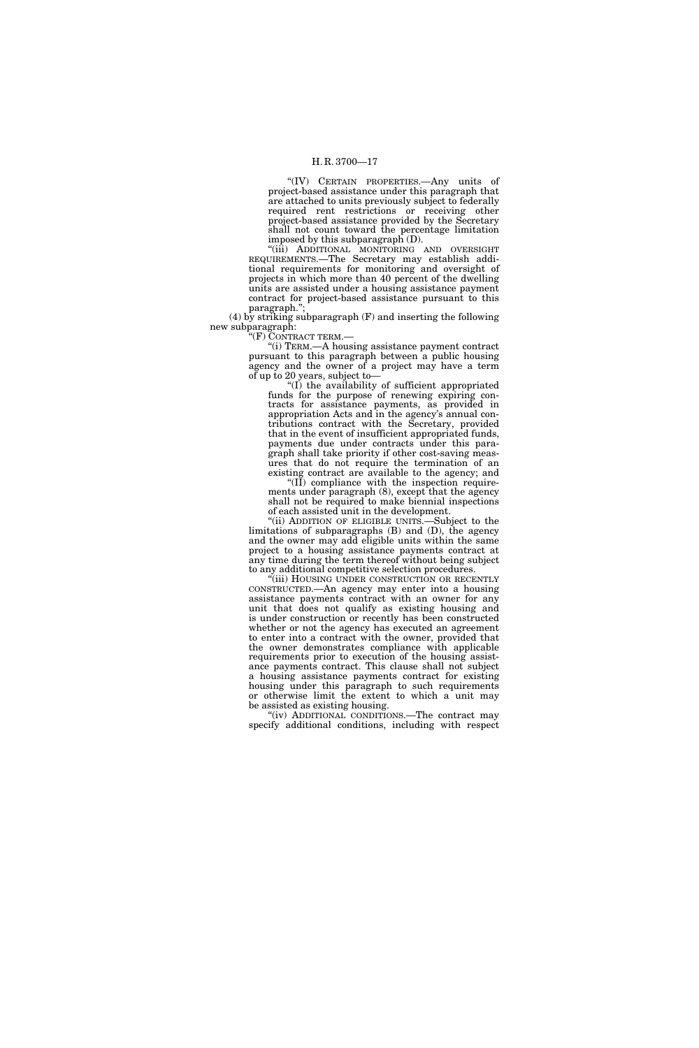"(IV) CERTAIN PROPERTIES.—Any units of project-based assistance under this paragraph that are attached to units previously subject to federally required rent restrictions or receiving other project-based assistance provided by the Secretary shall not count toward the percentage limitation imposed by this subparagraph (D).

"(iii) ADDITIONAL MONITORING AND OVERSIGHT REQUIREMENTS.—The Secretary may establish additional requirements for monitoring and oversight of projects in which more than 40 percent of the dwelling units are assisted under a housing assistance payment contract for project-based assistance pursuant to this paragraph.";

(4) by striking subparagraph (F) and inserting the following new subparagraph:

"(F) CONTRACT TERM.—

"(i) TERM.—A housing assistance payment contract pursuant to this paragraph between a public housing agency and the owner of a project may have a term of up to 20 years, subject to—

"(I) the availability of sufficient appropriated funds for the purpose of renewing expiring contracts for assistance payments, as provided in appropriation Acts and in the agency's annual contributions contract with the Secretary, provided that in the event of insufficient appropriated funds, payments due under contracts under this paragraph shall take priority if other cost-saving measures that do not require the termination of an existing contract are available to the agency; and

"(II) compliance with the inspection requirements under paragraph (8), except that the agency shall not be required to make biennial inspections of each assisted unit in the development.

"(ii) ADDITION OF ELIGIBLE UNITS.—Subject to the limitations of subparagraphs (B) and (D), the agency and the owner may add eligible units within the same project to a housing assistance payments contract at any time during the term thereof without being subject to any additional competitive selection procedures.

"(iii) HOUSING UNDER CONSTRUCTION OR RECENTLY CONSTRUCTED.—An agency may enter into a housing assistance payments contract with an owner for any unit that does not qualify as existing housing and is under construction or recently has been constructed whether or not the agency has executed an agreement to enter into a contract with the owner, provided that the owner demonstrates compliance with applicable requirements prior to execution of the housing assistance payments contract. This clause shall not subject a housing assistance payments contract for existing housing under this paragraph to such requirements or otherwise limit the extent to which a unit may be assisted as existing housing.

"(iv) ADDITIONAL CONDITIONS.—The contract may specify additional conditions, including with respect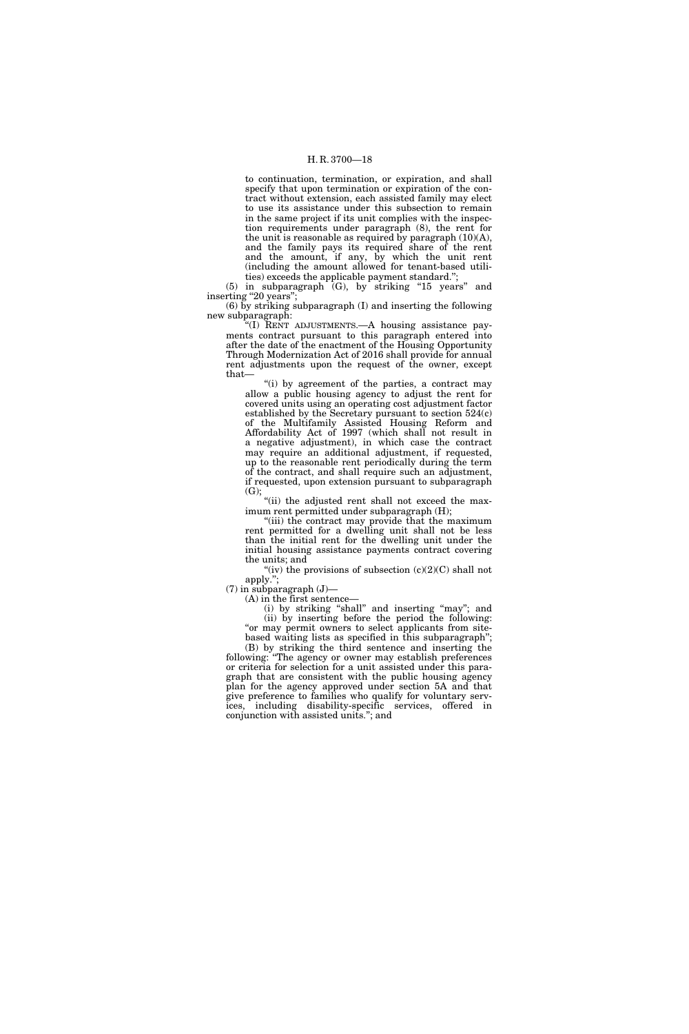to continuation, termination, or expiration, and shall specify that upon termination or expiration of the contract without extension, each assisted family may elect to use its assistance under this subsection to remain in the same project if its unit complies with the inspection requirements under paragraph (8), the rent for the unit is reasonable as required by paragraph (10)(A), and the family pays its required share of the rent and the amount, if any, by which the unit rent (including the amount allowed for tenant-based utilities) exceeds the applicable payment standard.";

(5) in subparagraph (G), by striking "15 years" and inserting "20 years";

(6) by striking subparagraph (I) and inserting the following new subparagraph:

"(I) RENT ADJUSTMENTS.—A housing assistance payments contract pursuant to this paragraph entered into after the date of the enactment of the Housing Opportunity Through Modernization Act of 2016 shall provide for annual rent adjustments upon the request of the owner, except that—

"(i) by agreement of the parties, a contract may allow a public housing agency to adjust the rent for covered units using an operating cost adjustment factor established by the Secretary pursuant to section 524(c) of the Multifamily Assisted Housing Reform and Affordability Act of 1997 (which shall not result in a negative adjustment), in which case the contract may require an additional adjustment, if requested, up to the reasonable rent periodically during the term of the contract, and shall require such an adjustment, if requested, upon extension pursuant to subparagraph (G);

"(ii) the adjusted rent shall not exceed the maximum rent permitted under subparagraph (H);

"(iii) the contract may provide that the maximum rent permitted for a dwelling unit shall not be less than the initial rent for the dwelling unit under the initial housing assistance payments contract covering the units; and

"(iv) the provisions of subsection (c)(2)(C) shall not apply.";

(7) in subparagraph (J)—

(A) in the first sentence—

(i) by striking "shall" and inserting "may"; and

(ii) by inserting before the period the following: "or may permit owners to select applicants from site-based waiting lists as specified in this subparagraph";

(B) by striking the third sentence and inserting the following: "The agency or owner may establish preferences or criteria for selection for a unit assisted under this paragraph that are consistent with the public housing agency plan for the agency approved under section 5A and that give preference to families who qualify for voluntary services, including disability-specific services, offered in conjunction with assisted units."; and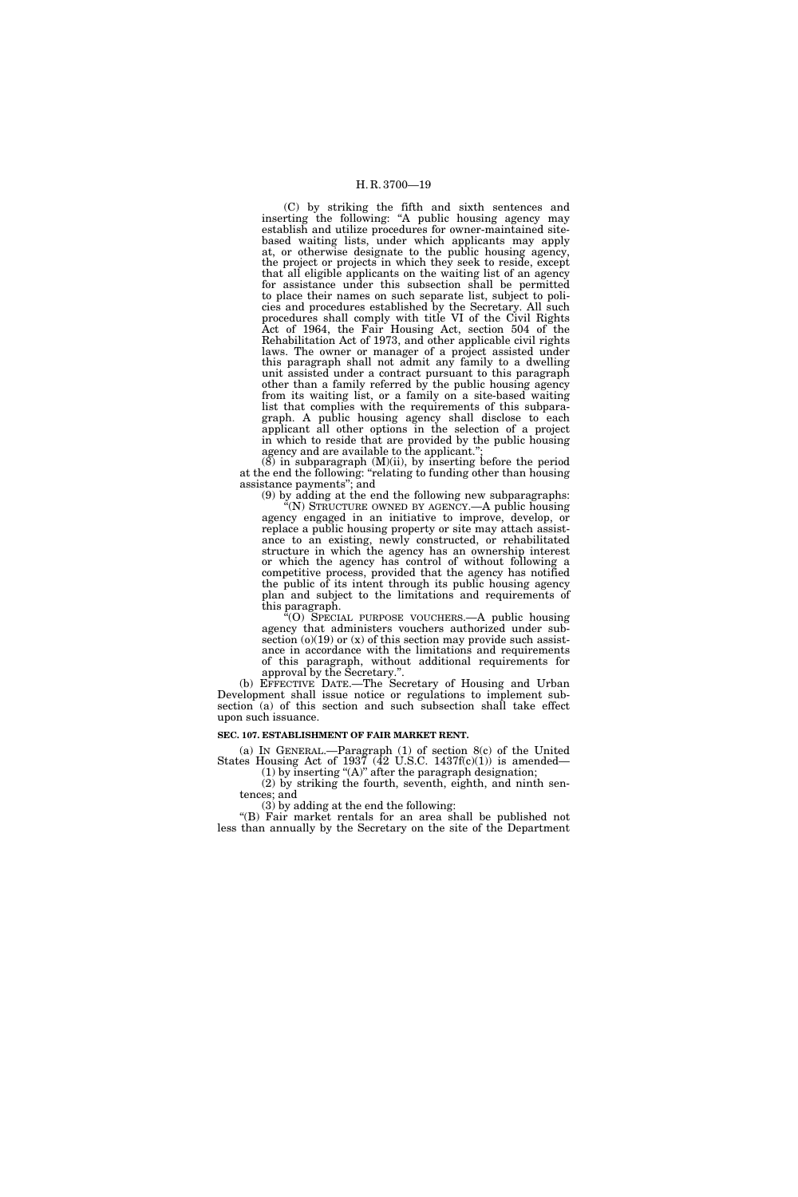(C) by striking the fifth and sixth sentences and inserting the following: "A public housing agency may establish and utilize procedures for owner-maintained site-based waiting lists, under which applicants may apply at, or otherwise designate to the public housing agency, the project or projects in which they seek to reside, except that all eligible applicants on the waiting list of an agency for assistance under this subsection shall be permitted to place their names on such separate list, subject to policies and procedures established by the Secretary. All such procedures shall comply with title VI of the Civil Rights Act of 1964, the Fair Housing Act, section 504 of the Rehabilitation Act of 1973, and other applicable civil rights laws. The owner or manager of a project assisted under this paragraph shall not admit any family to a dwelling unit assisted under a contract pursuant to this paragraph other than a family referred by the public housing agency from its waiting list, or a family on a site-based waiting list that complies with the requirements of this subparagraph. A public housing agency shall disclose to each applicant all other options in the selection of a project in which to reside that are provided by the public housing agency and are available to the applicant.";

(8) in subparagraph (M)(ii), by inserting before the period at the end the following: "relating to funding other than housing assistance payments"; and

(9) by adding at the end the following new subparagraphs:

"(N) STRUCTURE OWNED BY AGENCY.—A public housing agency engaged in an initiative to improve, develop, or replace a public housing property or site may attach assistance to an existing, newly constructed, or rehabilitated structure in which the agency has an ownership interest or which the agency has control of without following a competitive process, provided that the agency has notified the public of its intent through its public housing agency plan and subject to the limitations and requirements of this paragraph.

"(O) SPECIAL PURPOSE VOUCHERS.—A public housing agency that administers vouchers authorized under subsection (o)(19) or (x) of this section may provide such assistance in accordance with the limitations and requirements of this paragraph, without additional requirements for approval by the Secretary.".

(b) EFFECTIVE DATE.—The Secretary of Housing and Urban Development shall issue notice or regulations to implement subsection (a) of this section and such subsection shall take effect upon such issuance.

**SEC. 107. ESTABLISHMENT OF FAIR MARKET RENT.**

(a) IN GENERAL.—Paragraph (1) of section 8(c) of the United States Housing Act of 1937 (42 U.S.C. 1437f(c)(1)) is amended—

(1) by inserting "(A)" after the paragraph designation;

(2) by striking the fourth, seventh, eighth, and ninth sentences; and

(3) by adding at the end the following:

"(B) Fair market rentals for an area shall be published not less than annually by the Secretary on the site of the Department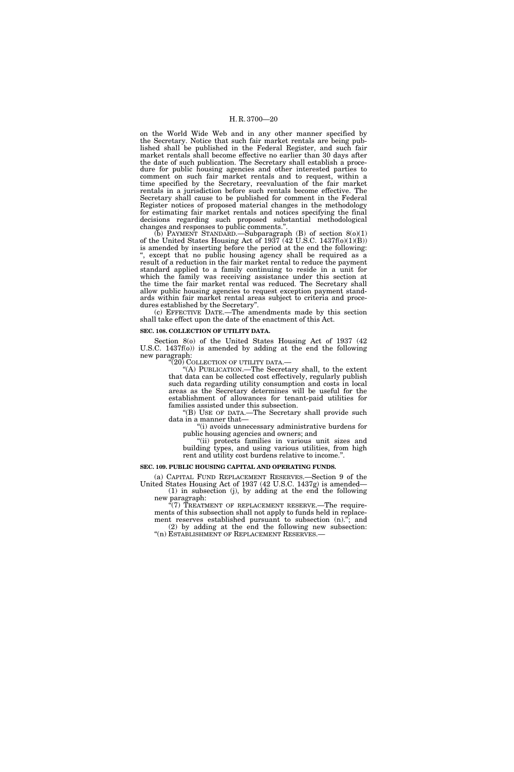on the World Wide Web and in any other manner specified by the Secretary. Notice that such fair market rentals are being published shall be published in the Federal Register, and such fair market rentals shall become effective no earlier than 30 days after the date of such publication. The Secretary shall establish a procedure for public housing agencies and other interested parties to comment on such fair market rentals and to request, within a time specified by the Secretary, reevaluation of the fair market rentals in a jurisdiction before such rentals become effective. The Secretary shall cause to be published for comment in the Federal Register notices of proposed material changes in the methodology for estimating fair market rentals and notices specifying the final decisions regarding such proposed substantial methodological changes and responses to public comments.".

(b) PAYMENT STANDARD.—Subparagraph (B) of section 8(o)(1) of the United States Housing Act of 1937 (42 U.S.C. 1437f(o)(1)(B)) is amended by inserting before the period at the end the following: ", except that no public housing agency shall be required as a result of a reduction in the fair market rental to reduce the payment standard applied to a family continuing to reside in a unit for which the family was receiving assistance under this section at the time the fair market rental was reduced. The Secretary shall allow public housing agencies to request exception payment standards within fair market rental areas subject to criteria and procedures established by the Secretary".

(c) EFFECTIVE DATE.—The amendments made by this section shall take effect upon the date of the enactment of this Act.

**SEC. 108. COLLECTION OF UTILITY DATA.**

Section 8(o) of the United States Housing Act of 1937 (42 U.S.C. 1437f(o)) is amended by adding at the end the following new paragraph:

"(20) COLLECTION OF UTILITY DATA.—

"(A) PUBLICATION.—The Secretary shall, to the extent that data can be collected cost effectively, regularly publish such data regarding utility consumption and costs in local areas as the Secretary determines will be useful for the establishment of allowances for tenant-paid utilities for families assisted under this subsection.

"(B) USE OF DATA.—The Secretary shall provide such data in a manner that—

"(i) avoids unnecessary administrative burdens for public housing agencies and owners; and

"(ii) protects families in various unit sizes and building types, and using various utilities, from high rent and utility cost burdens relative to income.".

**SEC. 109. PUBLIC HOUSING CAPITAL AND OPERATING FUNDS.**

(a) CAPITAL FUND REPLACEMENT RESERVES.—Section 9 of the United States Housing Act of 1937 (42 U.S.C. 1437g) is amended—

(1) in subsection (j), by adding at the end the following new paragraph:

"(7) TREATMENT OF REPLACEMENT RESERVE.—The requirements of this subsection shall not apply to funds held in replacement reserves established pursuant to subsection (n)."; and

(2) by adding at the end the following new subsection:

"(n) ESTABLISHMENT OF REPLACEMENT RESERVES.—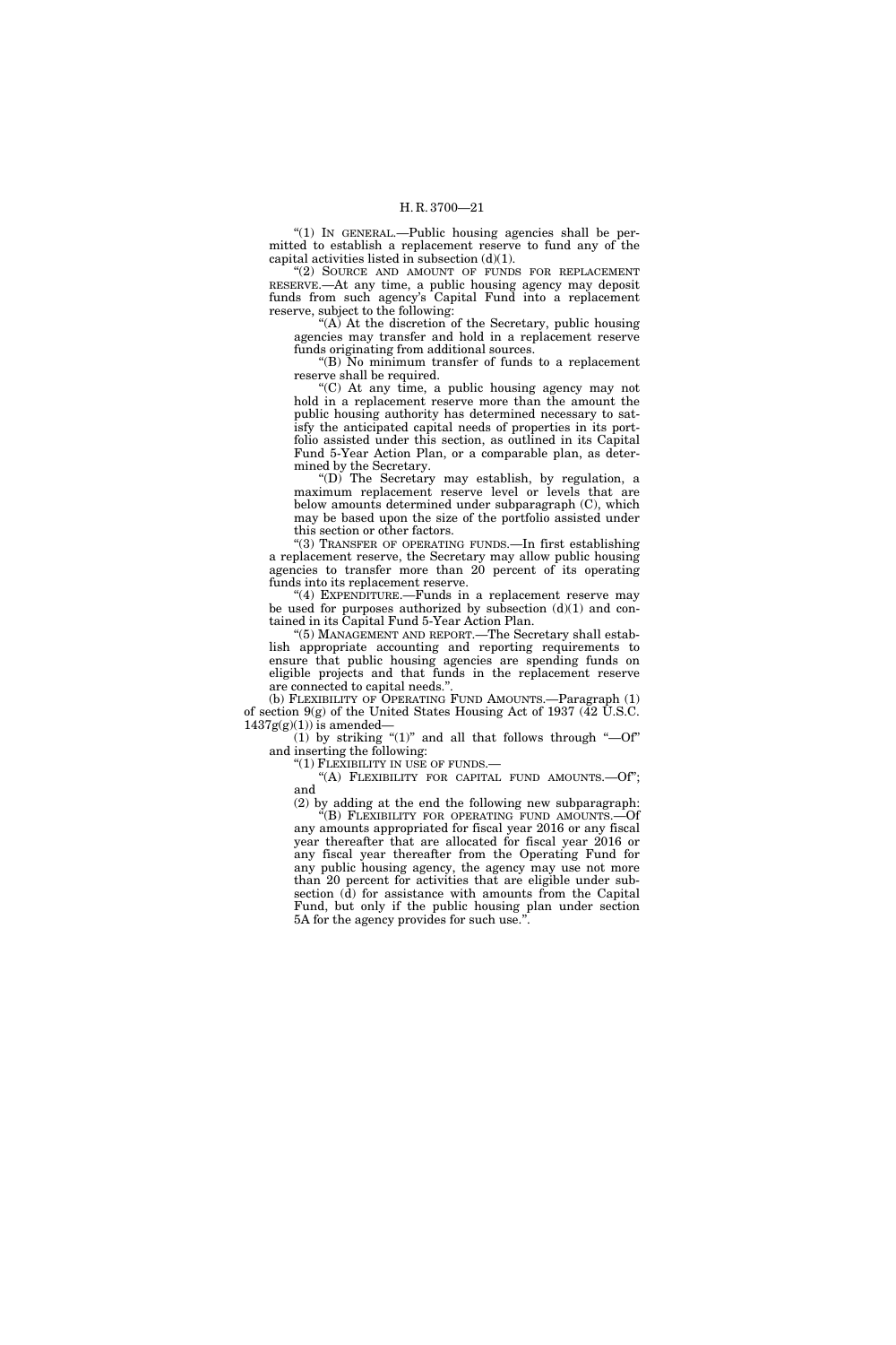"(1) IN GENERAL.—Public housing agencies shall be permitted to establish a replacement reserve to fund any of the capital activities listed in subsection (d)(1).

"(2) SOURCE AND AMOUNT OF FUNDS FOR REPLACEMENT RESERVE.—At any time, a public housing agency may deposit funds from such agency's Capital Fund into a replacement reserve, subject to the following:

"(A) At the discretion of the Secretary, public housing agencies may transfer and hold in a replacement reserve funds originating from additional sources.

"(B) No minimum transfer of funds to a replacement reserve shall be required.

"(C) At any time, a public housing agency may not hold in a replacement reserve more than the amount the public housing authority has determined necessary to satisfy the anticipated capital needs of properties in its portfolio assisted under this section, as outlined in its Capital Fund 5-Year Action Plan, or a comparable plan, as determined by the Secretary.

"(D) The Secretary may establish, by regulation, a maximum replacement reserve level or levels that are below amounts determined under subparagraph (C), which may be based upon the size of the portfolio assisted under this section or other factors.

"(3) TRANSFER OF OPERATING FUNDS.—In first establishing a replacement reserve, the Secretary may allow public housing agencies to transfer more than 20 percent of its operating funds into its replacement reserve.

"(4) EXPENDITURE.—Funds in a replacement reserve may be used for purposes authorized by subsection (d)(1) and contained in its Capital Fund 5-Year Action Plan.

"(5) MANAGEMENT AND REPORT.—The Secretary shall establish appropriate accounting and reporting requirements to ensure that public housing agencies are spending funds on eligible projects and that funds in the replacement reserve are connected to capital needs.".

(b) FLEXIBILITY OF OPERATING FUND AMOUNTS.—Paragraph (1) of section 9(g) of the United States Housing Act of 1937 (42 U.S.C. 1437g(g)(1)) is amended—

(1) by striking "(1)" and all that follows through "—Of" and inserting the following:

"(1) FLEXIBILITY IN USE OF FUNDS.—

"(A) FLEXIBILITY FOR CAPITAL FUND AMOUNTS.—Of"; and

(2) by adding at the end the following new subparagraph:

"(B) FLEXIBILITY FOR OPERATING FUND AMOUNTS.—Of any amounts appropriated for fiscal year 2016 or any fiscal year thereafter that are allocated for fiscal year 2016 or any fiscal year thereafter from the Operating Fund for any public housing agency, the agency may use not more than 20 percent for activities that are eligible under subsection (d) for assistance with amounts from the Capital Fund, but only if the public housing plan under section 5A for the agency provides for such use.".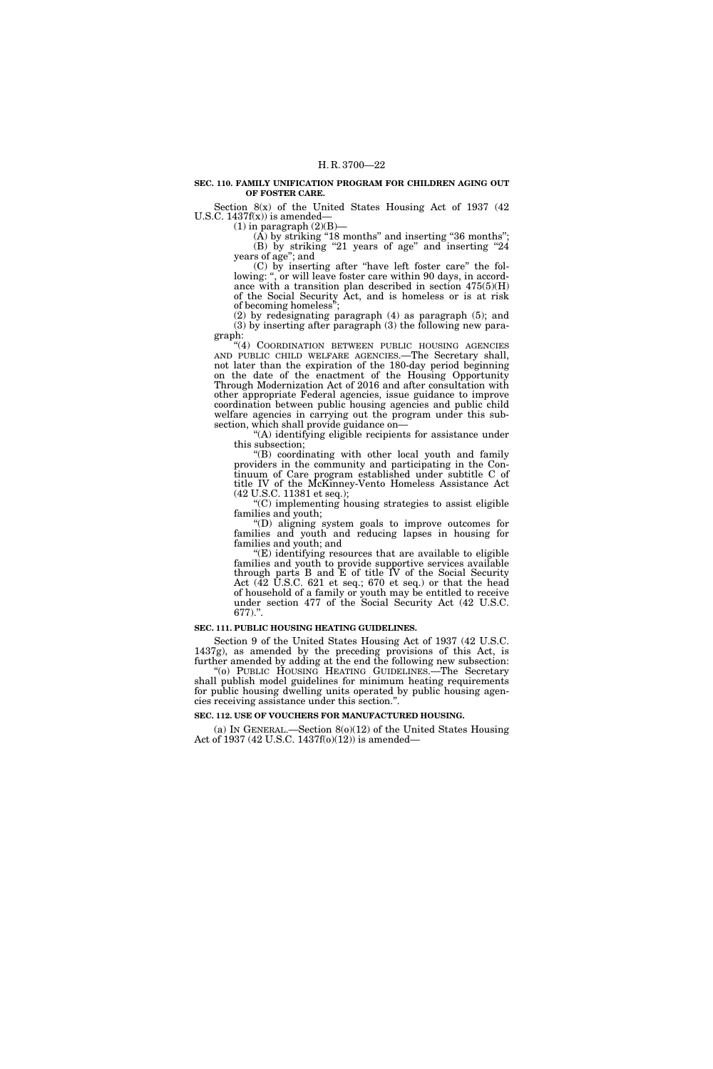**SEC. 110. FAMILY UNIFICATION PROGRAM FOR CHILDREN AGING OUT OF FOSTER CARE.**

Section 8(x) of the United States Housing Act of 1937 (42 U.S.C. 1437f(x)) is amended—

(1) in paragraph (2)(B)—

(A) by striking "18 months" and inserting "36 months";

(B) by striking "21 years of age" and inserting "24 years of age"; and

(C) by inserting after "have left foster care" the following: ", or will leave foster care within 90 days, in accordance with a transition plan described in section 475(5)(H) of the Social Security Act, and is homeless or is at risk of becoming homeless";

(2) by redesignating paragraph (4) as paragraph (5); and

(3) by inserting after paragraph (3) the following new paragraph:

"(4) COORDINATION BETWEEN PUBLIC HOUSING AGENCIES AND PUBLIC CHILD WELFARE AGENCIES.—The Secretary shall, not later than the expiration of the 180-day period beginning on the date of the enactment of the Housing Opportunity Through Modernization Act of 2016 and after consultation with other appropriate Federal agencies, issue guidance to improve coordination between public housing agencies and public child welfare agencies in carrying out the program under this subsection, which shall provide guidance on—

"(A) identifying eligible recipients for assistance under this subsection;

"(B) coordinating with other local youth and family providers in the community and participating in the Continuum of Care program established under subtitle C of title IV of the McKinney-Vento Homeless Assistance Act (42 U.S.C. 11381 et seq.);

"(C) implementing housing strategies to assist eligible families and youth;

"(D) aligning system goals to improve outcomes for families and youth and reducing lapses in housing for families and youth; and

"(E) identifying resources that are available to eligible families and youth to provide supportive services available through parts B and E of title IV of the Social Security Act (42 U.S.C. 621 et seq.; 670 et seq.) or that the head of household of a family or youth may be entitled to receive under section 477 of the Social Security Act (42 U.S.C. 677).".

**SEC. 111. PUBLIC HOUSING HEATING GUIDELINES.**

Section 9 of the United States Housing Act of 1937 (42 U.S.C. 1437g), as amended by the preceding provisions of this Act, is further amended by adding at the end the following new subsection:

"(o) PUBLIC HOUSING HEATING GUIDELINES.—The Secretary shall publish model guidelines for minimum heating requirements for public housing dwelling units operated by public housing agencies receiving assistance under this section.".

**SEC. 112. USE OF VOUCHERS FOR MANUFACTURED HOUSING.**

(a) IN GENERAL.—Section 8(o)(12) of the United States Housing Act of 1937 (42 U.S.C. 1437f(o)(12)) is amended—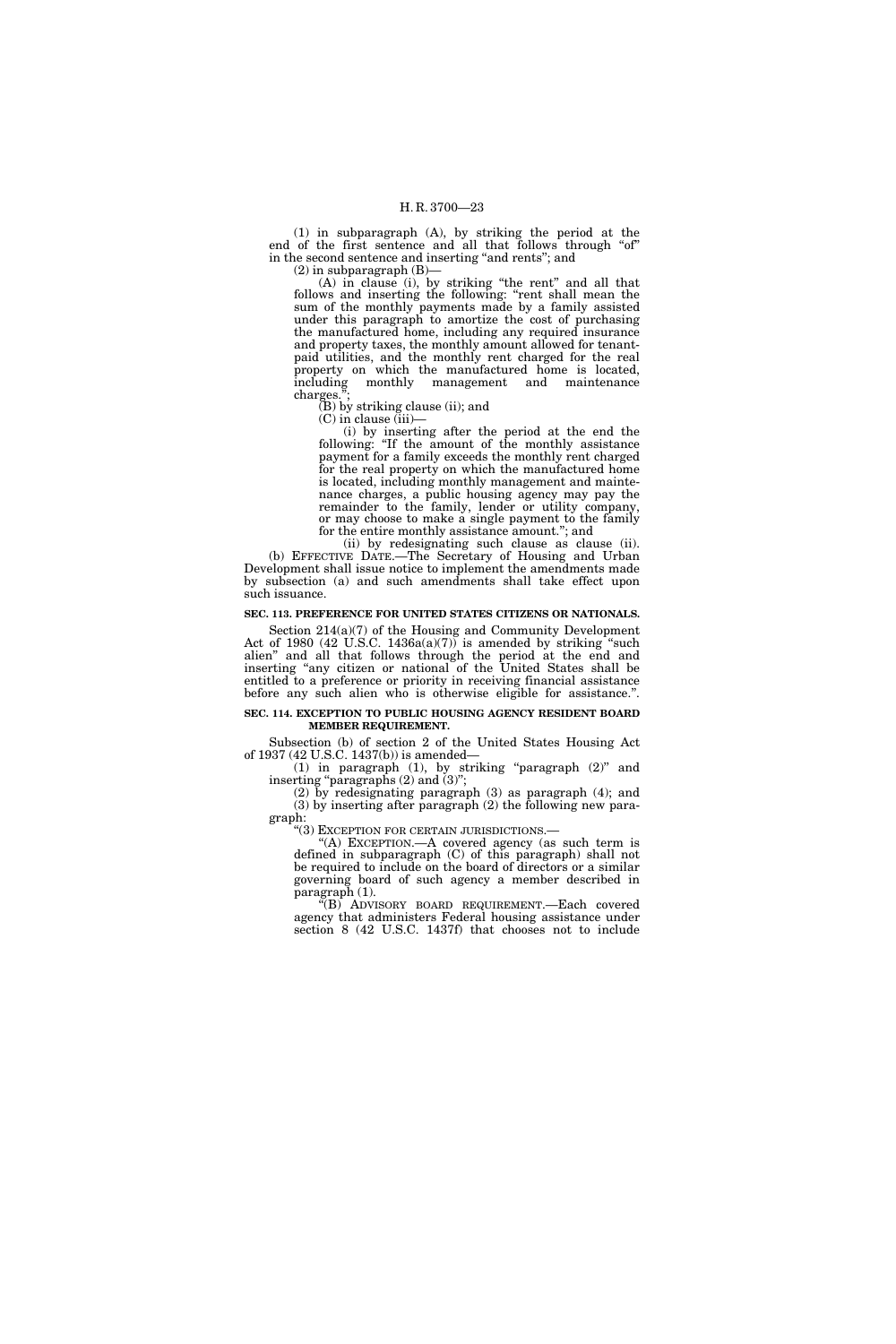(1) in subparagraph (A), by striking the period at the end of the first sentence and all that follows through "of" in the second sentence and inserting "and rents"; and

(2) in subparagraph (B)—

(A) in clause (i), by striking "the rent" and all that follows and inserting the following: "rent shall mean the sum of the monthly payments made by a family assisted under this paragraph to amortize the cost of purchasing the manufactured home, including any required insurance and property taxes, the monthly amount allowed for tenant-paid utilities, and the monthly rent charged for the real property on which the manufactured home is located, including monthly management and maintenance charges.";

(B) by striking clause (ii); and

(C) in clause (iii)—

(i) by inserting after the period at the end the following: "If the amount of the monthly assistance payment for a family exceeds the monthly rent charged for the real property on which the manufactured home is located, including monthly management and maintenance charges, a public housing agency may pay the remainder to the family, lender or utility company, or may choose to make a single payment to the family for the entire monthly assistance amount."; and

(ii) by redesignating such clause as clause (ii).

(b) EFFECTIVE DATE.—The Secretary of Housing and Urban Development shall issue notice to implement the amendments made by subsection (a) and such amendments shall take effect upon such issuance.

**SEC. 113. PREFERENCE FOR UNITED STATES CITIZENS OR NATIONALS.**

Section 214(a)(7) of the Housing and Community Development Act of 1980 (42 U.S.C. 1436a(a)(7)) is amended by striking "such alien" and all that follows through the period at the end and inserting "any citizen or national of the United States shall be entitled to a preference or priority in receiving financial assistance before any such alien who is otherwise eligible for assistance.".

**SEC. 114. EXCEPTION TO PUBLIC HOUSING AGENCY RESIDENT BOARD MEMBER REQUIREMENT.**

Subsection (b) of section 2 of the United States Housing Act of 1937 (42 U.S.C. 1437(b)) is amended—

(1) in paragraph (1), by striking "paragraph (2)" and inserting "paragraphs (2) and (3)";

(2) by redesignating paragraph (3) as paragraph (4); and

(3) by inserting after paragraph (2) the following new paragraph:

"(3) EXCEPTION FOR CERTAIN JURISDICTIONS.—

"(A) EXCEPTION.—A covered agency (as such term is defined in subparagraph (C) of this paragraph) shall not be required to include on the board of directors or a similar governing board of such agency a member described in paragraph (1).

"(B) ADVISORY BOARD REQUIREMENT.—Each covered agency that administers Federal housing assistance under section 8 (42 U.S.C. 1437f) that chooses not to include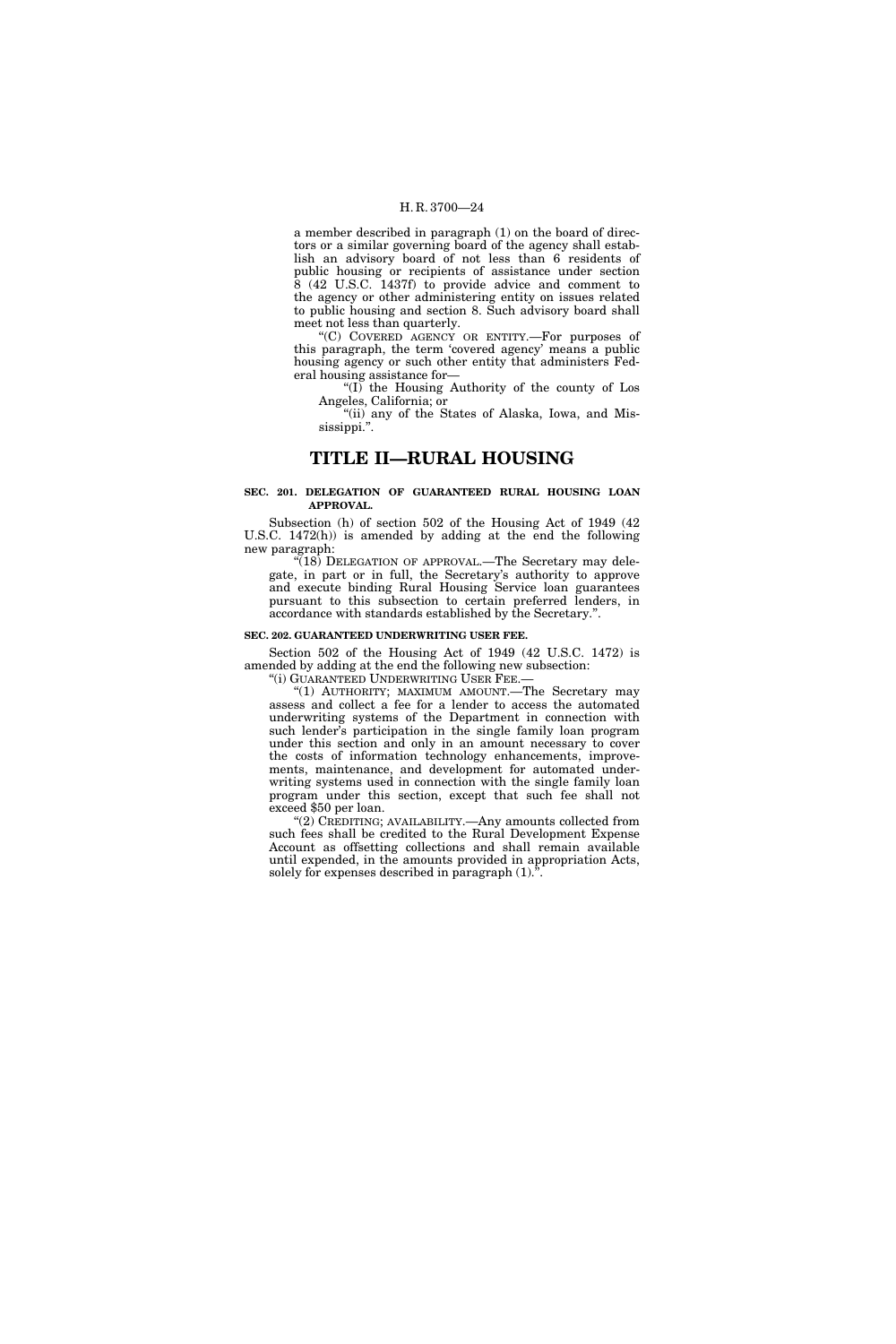a member described in paragraph (1) on the board of directors or a similar governing board of the agency shall establish an advisory board of not less than 6 residents of public housing or recipients of assistance under section 8 (42 U.S.C. 1437f) to provide advice and comment to the agency or other administering entity on issues related to public housing and section 8. Such advisory board shall meet not less than quarterly.

"(C) COVERED AGENCY OR ENTITY.—For purposes of this paragraph, the term 'covered agency' means a public housing agency or such other entity that administers Federal housing assistance for—

"(I) the Housing Authority of the county of Los Angeles, California; or

"(ii) any of the States of Alaska, Iowa, and Mississippi.".

# TITLE II—RURAL HOUSING

### SEC. 201. DELEGATION OF GUARANTEED RURAL HOUSING LOAN APPROVAL.

Subsection (h) of section 502 of the Housing Act of 1949 (42 U.S.C. 1472(h)) is amended by adding at the end the following new paragraph:

"(18) DELEGATION OF APPROVAL.—The Secretary may delegate, in part or in full, the Secretary's authority to approve and execute binding Rural Housing Service loan guarantees pursuant to this subsection to certain preferred lenders, in accordance with standards established by the Secretary.".

### SEC. 202. GUARANTEED UNDERWRITING USER FEE.

Section 502 of the Housing Act of 1949 (42 U.S.C. 1472) is amended by adding at the end the following new subsection:

"(i) GUARANTEED UNDERWRITING USER FEE.—

"(1) AUTHORITY; MAXIMUM AMOUNT.—The Secretary may assess and collect a fee for a lender to access the automated underwriting systems of the Department in connection with such lender's participation in the single family loan program under this section and only in an amount necessary to cover the costs of information technology enhancements, improvements, maintenance, and development for automated underwriting systems used in connection with the single family loan program under this section, except that such fee shall not exceed $50 per loan.

"(2) CREDITING; AVAILABILITY.—Any amounts collected from such fees shall be credited to the Rural Development Expense Account as offsetting collections and shall remain available until expended, in the amounts provided in appropriation Acts, solely for expenses described in paragraph (1).".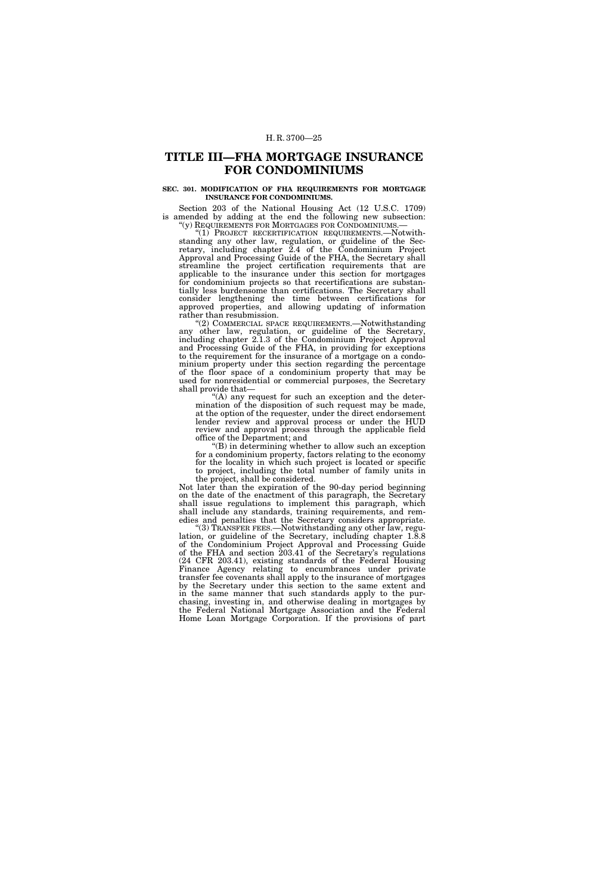# TITLE III—FHA MORTGAGE INSURANCE FOR CONDOMINIUMS

**SEC. 301. MODIFICATION OF FHA REQUIREMENTS FOR MORTGAGE INSURANCE FOR CONDOMINIUMS.**

Section 203 of the National Housing Act (12 U.S.C. 1709) is amended by adding at the end the following new subsection:

"(y) REQUIREMENTS FOR MORTGAGES FOR CONDOMINIUMS.—

"(1) PROJECT RECERTIFICATION REQUIREMENTS.—Notwithstanding any other law, regulation, or guideline of the Secretary, including chapter 2.4 of the Condominium Project Approval and Processing Guide of the FHA, the Secretary shall streamline the project certification requirements that are applicable to the insurance under this section for mortgages for condominium projects so that recertifications are substantially less burdensome than certifications. The Secretary shall consider lengthening the time between certifications for approved properties, and allowing updating of information rather than resubmission.

"(2) COMMERCIAL SPACE REQUIREMENTS.—Notwithstanding any other law, regulation, or guideline of the Secretary, including chapter 2.1.3 of the Condominium Project Approval and Processing Guide of the FHA, in providing for exceptions to the requirement for the insurance of a mortgage on a condominium property under this section regarding the percentage of the floor space of a condominium property that may be used for nonresidential or commercial purposes, the Secretary shall provide that—

"(A) any request for such an exception and the determination of the disposition of such request may be made, at the option of the requester, under the direct endorsement lender review and approval process or under the HUD review and approval process through the applicable field office of the Department; and

"(B) in determining whether to allow such an exception for a condominium property, factors relating to the economy for the locality in which such project is located or specific to project, including the total number of family units in the project, shall be considered.

Not later than the expiration of the 90-day period beginning on the date of the enactment of this paragraph, the Secretary shall issue regulations to implement this paragraph, which shall include any standards, training requirements, and remedies and penalties that the Secretary considers appropriate.

"(3) TRANSFER FEES.—Notwithstanding any other law, regulation, or guideline of the Secretary, including chapter 1.8.8 of the Condominium Project Approval and Processing Guide of the FHA and section 203.41 of the Secretary's regulations (24 CFR 203.41), existing standards of the Federal Housing Finance Agency relating to encumbrances under private transfer fee covenants shall apply to the insurance of mortgages by the Secretary under this section to the same extent and in the same manner that such standards apply to the purchasing, investing in, and otherwise dealing in mortgages by the Federal National Mortgage Association and the Federal Home Loan Mortgage Corporation. If the provisions of part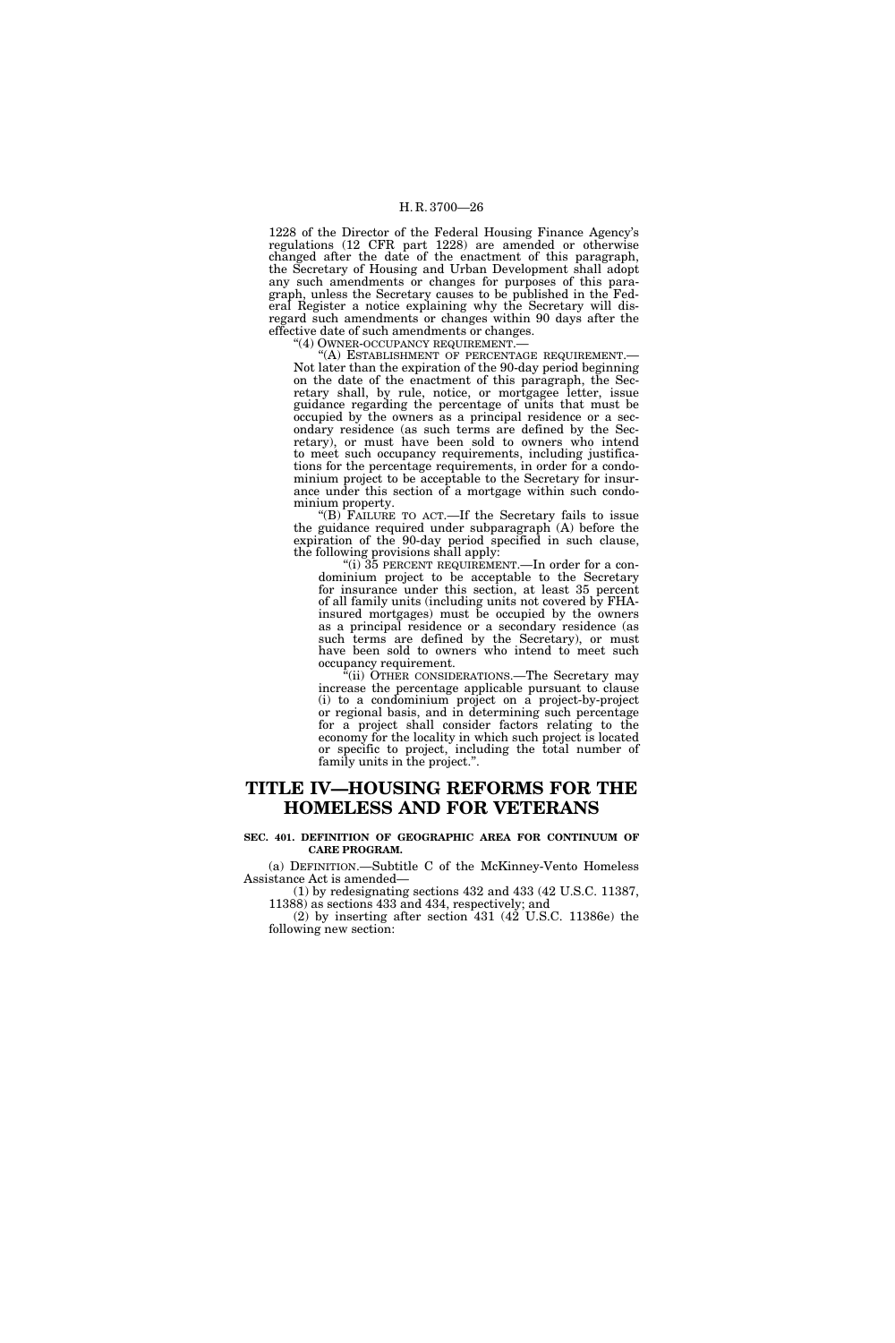1228 of the Director of the Federal Housing Finance Agency's regulations (12 CFR part 1228) are amended or otherwise changed after the date of the enactment of this paragraph, the Secretary of Housing and Urban Development shall adopt any such amendments or changes for purposes of this paragraph, unless the Secretary causes to be published in the Federal Register a notice explaining why the Secretary will disregard such amendments or changes within 90 days after the effective date of such amendments or changes.

"(4) OWNER-OCCUPANCY REQUIREMENT.—

"(A) ESTABLISHMENT OF PERCENTAGE REQUIREMENT.—Not later than the expiration of the 90-day period beginning on the date of the enactment of this paragraph, the Secretary shall, by rule, notice, or mortgagee letter, issue guidance regarding the percentage of units that must be occupied by the owners as a principal residence or a secondary residence (as such terms are defined by the Secretary), or must have been sold to owners who intend to meet such occupancy requirements, including justifications for the percentage requirements, in order for a condominium project to be acceptable to the Secretary for insurance under this section of a mortgage within such condominium property.

"(B) FAILURE TO ACT.—If the Secretary fails to issue the guidance required under subparagraph (A) before the expiration of the 90-day period specified in such clause, the following provisions shall apply:

"(i) 35 PERCENT REQUIREMENT.—In order for a condominium project to be acceptable to the Secretary for insurance under this section, at least 35 percent of all family units (including units not covered by FHA-insured mortgages) must be occupied by the owners as a principal residence or a secondary residence (as such terms are defined by the Secretary), or must have been sold to owners who intend to meet such occupancy requirement.

"(ii) OTHER CONSIDERATIONS.—The Secretary may increase the percentage applicable pursuant to clause (i) to a condominium project on a project-by-project or regional basis, and in determining such percentage for a project shall consider factors relating to the economy for the locality in which such project is located or specific to project, including the total number of family units in the project.".

# TITLE IV—HOUSING REFORMS FOR THE HOMELESS AND FOR VETERANS

### SEC. 401. DEFINITION OF GEOGRAPHIC AREA FOR CONTINUUM OF CARE PROGRAM.

(a) DEFINITION.—Subtitle C of the McKinney-Vento Homeless Assistance Act is amended—

(1) by redesignating sections 432 and 433 (42 U.S.C. 11387, 11388) as sections 433 and 434, respectively; and

(2) by inserting after section 431 (42 U.S.C. 11386e) the following new section: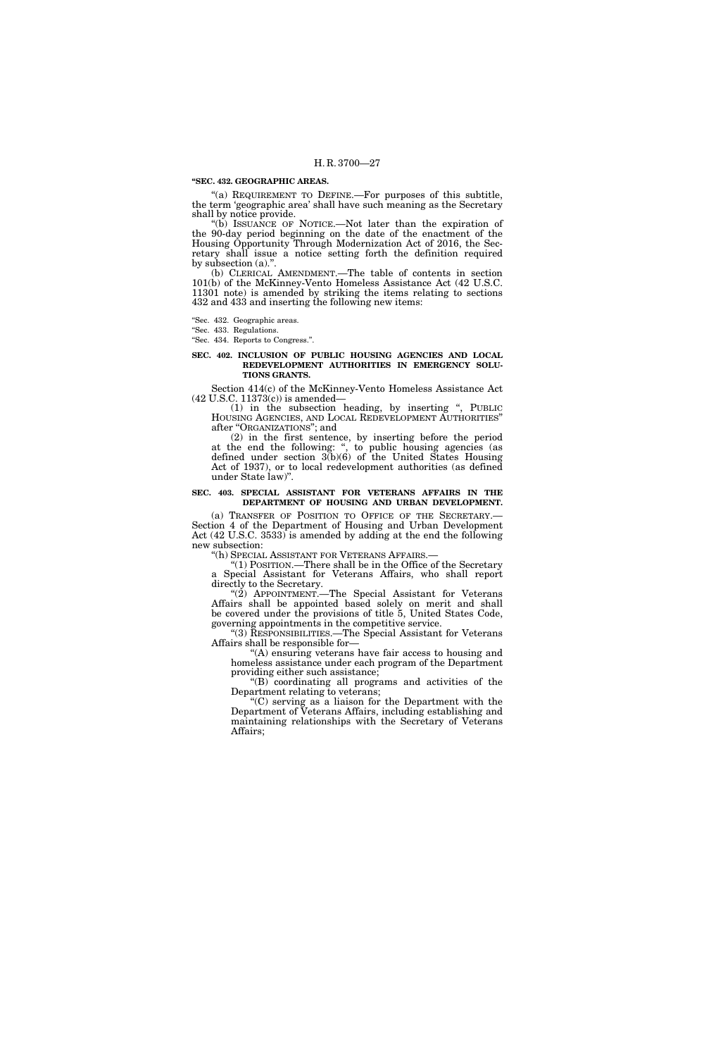**"SEC. 432. GEOGRAPHIC AREAS.**

"(a) REQUIREMENT TO DEFINE.—For purposes of this subtitle, the term 'geographic area' shall have such meaning as the Secretary shall by notice provide.

"(b) ISSUANCE OF NOTICE.—Not later than the expiration of the 90-day period beginning on the date of the enactment of the Housing Opportunity Through Modernization Act of 2016, the Secretary shall issue a notice setting forth the definition required by subsection (a).".

(b) CLERICAL AMENDMENT.—The table of contents in section 101(b) of the McKinney-Vento Homeless Assistance Act (42 U.S.C. 11301 note) is amended by striking the items relating to sections 432 and 433 and inserting the following new items:

"Sec. 432. Geographic areas.
"Sec. 433. Regulations.
"Sec. 434. Reports to Congress.".

**SEC. 402. INCLUSION OF PUBLIC HOUSING AGENCIES AND LOCAL REDEVELOPMENT AUTHORITIES IN EMERGENCY SOLUTIONS GRANTS.**

Section 414(c) of the McKinney-Vento Homeless Assistance Act (42 U.S.C. 11373(c)) is amended—

(1) in the subsection heading, by inserting ", PUBLIC HOUSING AGENCIES, AND LOCAL REDEVELOPMENT AUTHORITIES" after "ORGANIZATIONS"; and

(2) in the first sentence, by inserting before the period at the end the following: ", to public housing agencies (as defined under section 3(b)(6) of the United States Housing Act of 1937), or to local redevelopment authorities (as defined under State law)".

**SEC. 403. SPECIAL ASSISTANT FOR VETERANS AFFAIRS IN THE DEPARTMENT OF HOUSING AND URBAN DEVELOPMENT.**

(a) TRANSFER OF POSITION TO OFFICE OF THE SECRETARY.—Section 4 of the Department of Housing and Urban Development Act (42 U.S.C. 3533) is amended by adding at the end the following new subsection:

"(h) SPECIAL ASSISTANT FOR VETERANS AFFAIRS.—

"(1) POSITION.—There shall be in the Office of the Secretary a Special Assistant for Veterans Affairs, who shall report directly to the Secretary.

"(2) APPOINTMENT.—The Special Assistant for Veterans Affairs shall be appointed based solely on merit and shall be covered under the provisions of title 5, United States Code, governing appointments in the competitive service.

"(3) RESPONSIBILITIES.—The Special Assistant for Veterans Affairs shall be responsible for—

"(A) ensuring veterans have fair access to housing and homeless assistance under each program of the Department providing either such assistance;

"(B) coordinating all programs and activities of the Department relating to veterans;

"(C) serving as a liaison for the Department with the Department of Veterans Affairs, including establishing and maintaining relationships with the Secretary of Veterans Affairs;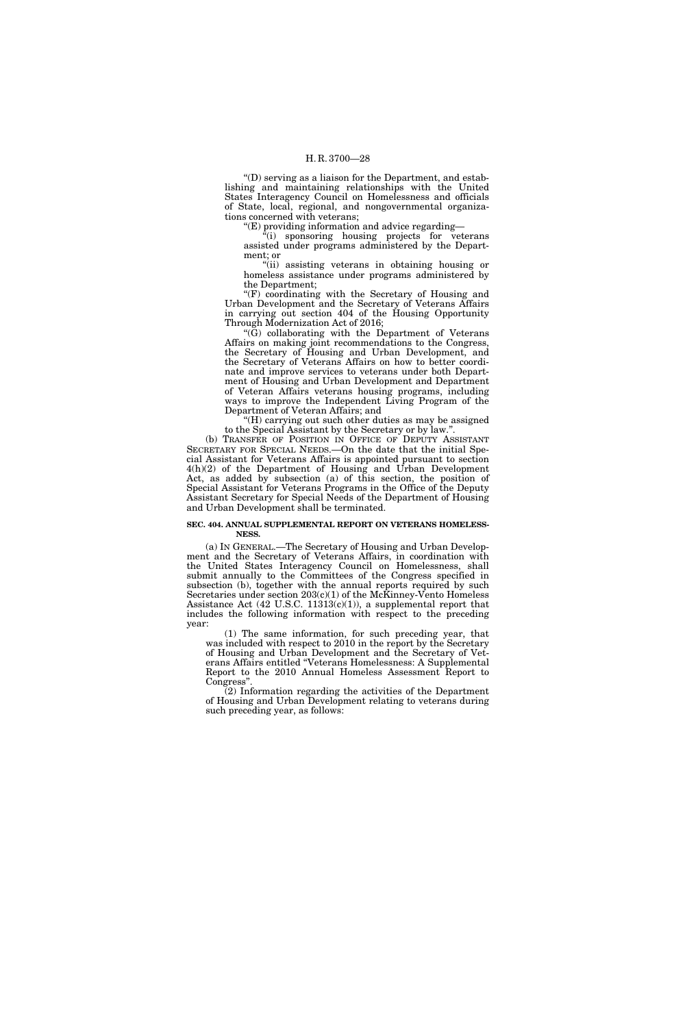"(D) serving as a liaison for the Department, and establishing and maintaining relationships with the United States Interagency Council on Homelessness and officials of State, local, regional, and nongovernmental organizations concerned with veterans;

"(E) providing information and advice regarding—

"(i) sponsoring housing projects for veterans assisted under programs administered by the Department; or

"(ii) assisting veterans in obtaining housing or homeless assistance under programs administered by the Department;

"(F) coordinating with the Secretary of Housing and Urban Development and the Secretary of Veterans Affairs in carrying out section 404 of the Housing Opportunity Through Modernization Act of 2016;

"(G) collaborating with the Department of Veterans Affairs on making joint recommendations to the Congress, the Secretary of Housing and Urban Development, and the Secretary of Veterans Affairs on how to better coordinate and improve services to veterans under both Department of Housing and Urban Development and Department of Veteran Affairs veterans housing programs, including ways to improve the Independent Living Program of the Department of Veteran Affairs; and

"(H) carrying out such other duties as may be assigned to the Special Assistant by the Secretary or by law.".

(b) TRANSFER OF POSITION IN OFFICE OF DEPUTY ASSISTANT SECRETARY FOR SPECIAL NEEDS.—On the date that the initial Special Assistant for Veterans Affairs is appointed pursuant to section 4(h)(2) of the Department of Housing and Urban Development Act, as added by subsection (a) of this section, the position of Special Assistant for Veterans Programs in the Office of the Deputy Assistant Secretary for Special Needs of the Department of Housing and Urban Development shall be terminated.

**SEC. 404. ANNUAL SUPPLEMENTAL REPORT ON VETERANS HOMELESSNESS.**

(a) IN GENERAL.—The Secretary of Housing and Urban Development and the Secretary of Veterans Affairs, in coordination with the United States Interagency Council on Homelessness, shall submit annually to the Committees of the Congress specified in subsection (b), together with the annual reports required by such Secretaries under section 203(c)(1) of the McKinney-Vento Homeless Assistance Act (42 U.S.C. 11313(c)(1)), a supplemental report that includes the following information with respect to the preceding year:

(1) The same information, for such preceding year, that was included with respect to 2010 in the report by the Secretary of Housing and Urban Development and the Secretary of Veterans Affairs entitled "Veterans Homelessness: A Supplemental Report to the 2010 Annual Homeless Assessment Report to Congress".

(2) Information regarding the activities of the Department of Housing and Urban Development relating to veterans during such preceding year, as follows: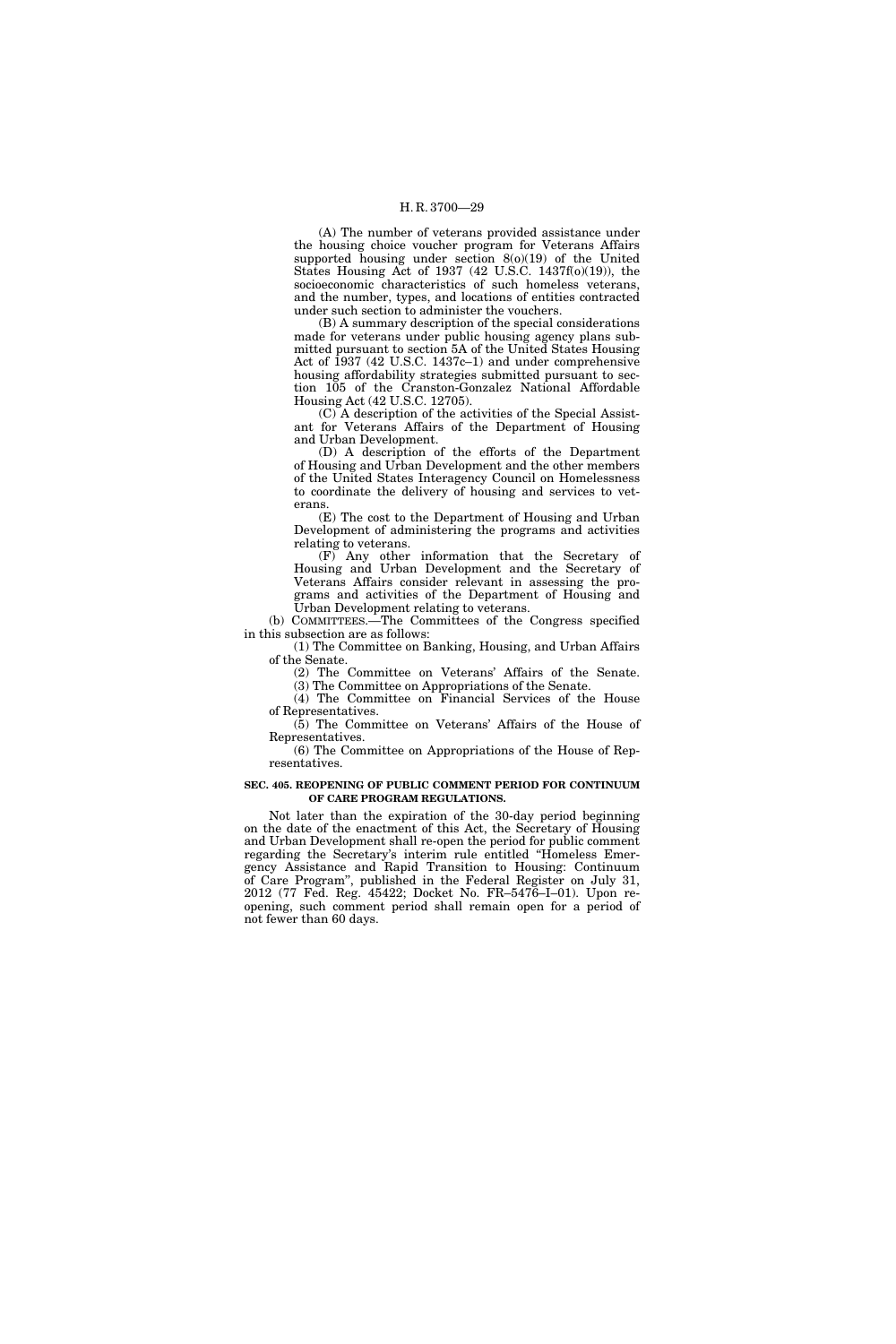(A) The number of veterans provided assistance under the housing choice voucher program for Veterans Affairs supported housing under section 8(o)(19) of the United States Housing Act of 1937 (42 U.S.C. 1437f(o)(19)), the socioeconomic characteristics of such homeless veterans, and the number, types, and locations of entities contracted under such section to administer the vouchers.

(B) A summary description of the special considerations made for veterans under public housing agency plans submitted pursuant to section 5A of the United States Housing Act of 1937 (42 U.S.C. 1437c–1) and under comprehensive housing affordability strategies submitted pursuant to section 105 of the Cranston-Gonzalez National Affordable Housing Act (42 U.S.C. 12705).

(C) A description of the activities of the Special Assistant for Veterans Affairs of the Department of Housing and Urban Development.

(D) A description of the efforts of the Department of Housing and Urban Development and the other members of the United States Interagency Council on Homelessness to coordinate the delivery of housing and services to veterans.

(E) The cost to the Department of Housing and Urban Development of administering the programs and activities relating to veterans.

(F) Any other information that the Secretary of Housing and Urban Development and the Secretary of Veterans Affairs consider relevant in assessing the programs and activities of the Department of Housing and Urban Development relating to veterans.

(b) COMMITTEES.—The Committees of the Congress specified in this subsection are as follows:

(1) The Committee on Banking, Housing, and Urban Affairs of the Senate.

(2) The Committee on Veterans' Affairs of the Senate.

(3) The Committee on Appropriations of the Senate.

(4) The Committee on Financial Services of the House of Representatives.

(5) The Committee on Veterans' Affairs of the House of Representatives.

(6) The Committee on Appropriations of the House of Representatives.

**SEC. 405. REOPENING OF PUBLIC COMMENT PERIOD FOR CONTINUUM OF CARE PROGRAM REGULATIONS.**

Not later than the expiration of the 30-day period beginning on the date of the enactment of this Act, the Secretary of Housing and Urban Development shall re-open the period for public comment regarding the Secretary's interim rule entitled "Homeless Emergency Assistance and Rapid Transition to Housing: Continuum of Care Program", published in the Federal Register on July 31, 2012 (77 Fed. Reg. 45422; Docket No. FR–5476–I–01). Upon re-opening, such comment period shall remain open for a period of not fewer than 60 days.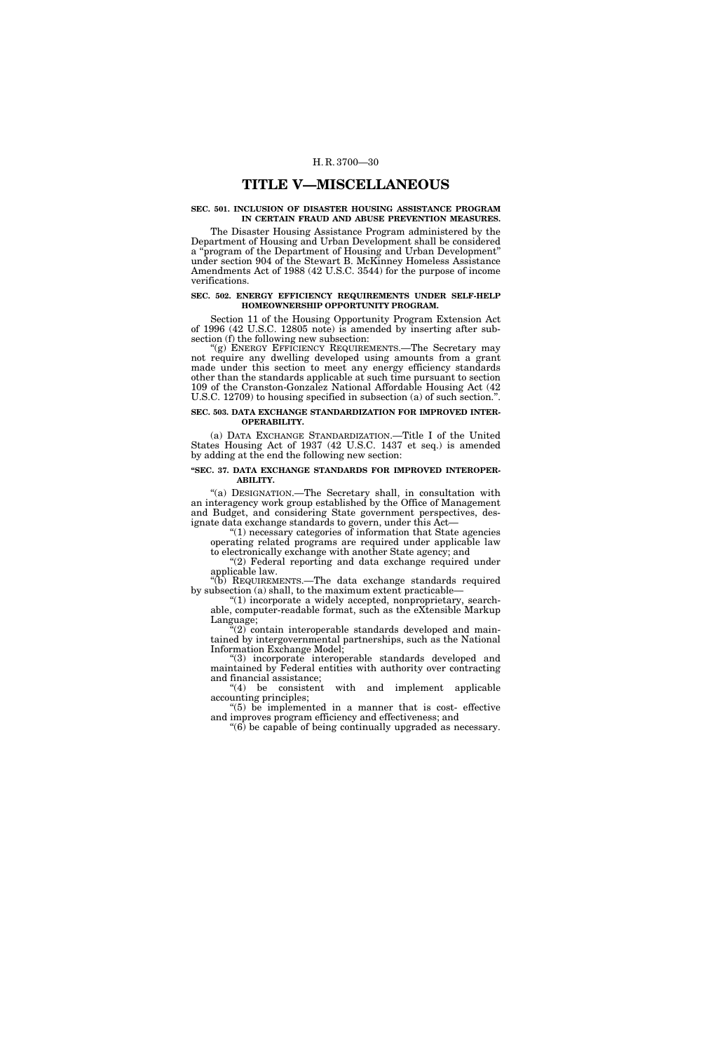# TITLE V—MISCELLANEOUS

**SEC. 501. INCLUSION OF DISASTER HOUSING ASSISTANCE PROGRAM IN CERTAIN FRAUD AND ABUSE PREVENTION MEASURES.**

The Disaster Housing Assistance Program administered by the Department of Housing and Urban Development shall be considered a "program of the Department of Housing and Urban Development" under section 904 of the Stewart B. McKinney Homeless Assistance Amendments Act of 1988 (42 U.S.C. 3544) for the purpose of income verifications.

**SEC. 502. ENERGY EFFICIENCY REQUIREMENTS UNDER SELF-HELP HOMEOWNERSHIP OPPORTUNITY PROGRAM.**

Section 11 of the Housing Opportunity Program Extension Act of 1996 (42 U.S.C. 12805 note) is amended by inserting after subsection (f) the following new subsection:

"(g) ENERGY EFFICIENCY REQUIREMENTS.—The Secretary may not require any dwelling developed using amounts from a grant made under this section to meet any energy efficiency standards other than the standards applicable at such time pursuant to section 109 of the Cranston-Gonzalez National Affordable Housing Act (42 U.S.C. 12709) to housing specified in subsection (a) of such section.".

**SEC. 503. DATA EXCHANGE STANDARDIZATION FOR IMPROVED INTEROPERABILITY.**

(a) DATA EXCHANGE STANDARDIZATION.—Title I of the United States Housing Act of 1937 (42 U.S.C. 1437 et seq.) is amended by adding at the end the following new section:

**"SEC. 37. DATA EXCHANGE STANDARDS FOR IMPROVED INTEROPERABILITY.**

"(a) DESIGNATION.—The Secretary shall, in consultation with an interagency work group established by the Office of Management and Budget, and considering State government perspectives, designate data exchange standards to govern, under this Act—

"(1) necessary categories of information that State agencies operating related programs are required under applicable law to electronically exchange with another State agency; and

"(2) Federal reporting and data exchange required under applicable law.

"(b) REQUIREMENTS.—The data exchange standards required by subsection (a) shall, to the maximum extent practicable—

"(1) incorporate a widely accepted, nonproprietary, searchable, computer-readable format, such as the eXtensible Markup Language;

"(2) contain interoperable standards developed and maintained by intergovernmental partnerships, such as the National Information Exchange Model;

"(3) incorporate interoperable standards developed and maintained by Federal entities with authority over contracting and financial assistance;

"(4) be consistent with and implement applicable accounting principles;

"(5) be implemented in a manner that is cost- effective and improves program efficiency and effectiveness; and

"(6) be capable of being continually upgraded as necessary.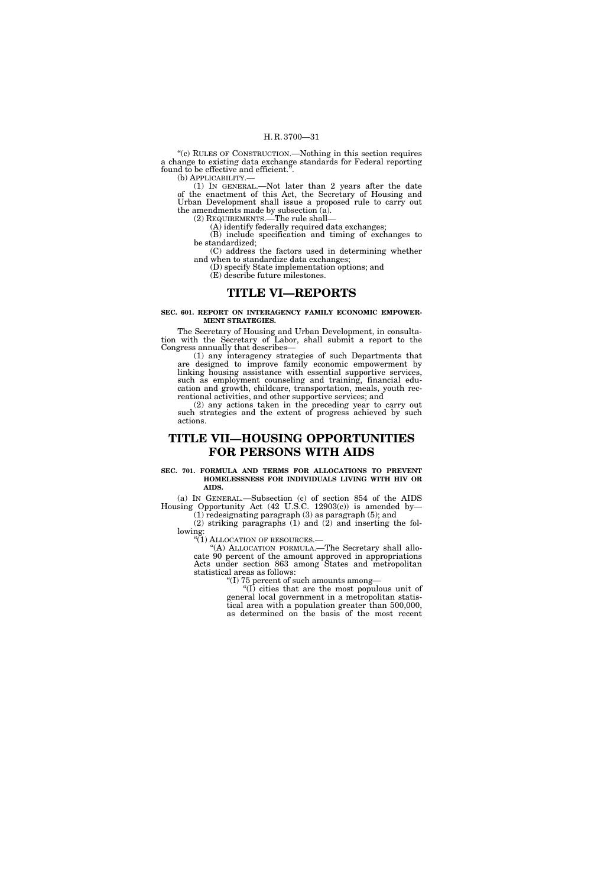"(c) RULES OF CONSTRUCTION.—Nothing in this section requires a change to existing data exchange standards for Federal reporting found to be effective and efficient.".

(b) APPLICABILITY.—

(1) IN GENERAL.—Not later than 2 years after the date of the enactment of this Act, the Secretary of Housing and Urban Development shall issue a proposed rule to carry out the amendments made by subsection (a).

(2) REQUIREMENTS.—The rule shall—

(A) identify federally required data exchanges;

(B) include specification and timing of exchanges to be standardized;

(C) address the factors used in determining whether and when to standardize data exchanges;

(D) specify State implementation options; and

(E) describe future milestones.

# TITLE VI—REPORTS

### SEC. 601. REPORT ON INTERAGENCY FAMILY ECONOMIC EMPOWERMENT STRATEGIES.

The Secretary of Housing and Urban Development, in consultation with the Secretary of Labor, shall submit a report to the Congress annually that describes—

(1) any interagency strategies of such Departments that are designed to improve family economic empowerment by linking housing assistance with essential supportive services, such as employment counseling and training, financial education and growth, childcare, transportation, meals, youth recreational activities, and other supportive services; and

(2) any actions taken in the preceding year to carry out such strategies and the extent of progress achieved by such actions.

# TITLE VII—HOUSING OPPORTUNITIES FOR PERSONS WITH AIDS

### SEC. 701. FORMULA AND TERMS FOR ALLOCATIONS TO PREVENT HOMELESSNESS FOR INDIVIDUALS LIVING WITH HIV OR AIDS.

(a) IN GENERAL.—Subsection (c) of section 854 of the AIDS Housing Opportunity Act (42 U.S.C. 12903(c)) is amended by—

(1) redesignating paragraph (3) as paragraph (5); and

(2) striking paragraphs (1) and (2) and inserting the following:

"(1) ALLOCATION OF RESOURCES.—

"(A) ALLOCATION FORMULA.—The Secretary shall allocate 90 percent of the amount approved in appropriations Acts under section 863 among States and metropolitan statistical areas as follows:

"(I) 75 percent of such amounts among—

"(I) cities that are the most populous unit of general local government in a metropolitan statistical area with a population greater than 500,000, as determined on the basis of the most recent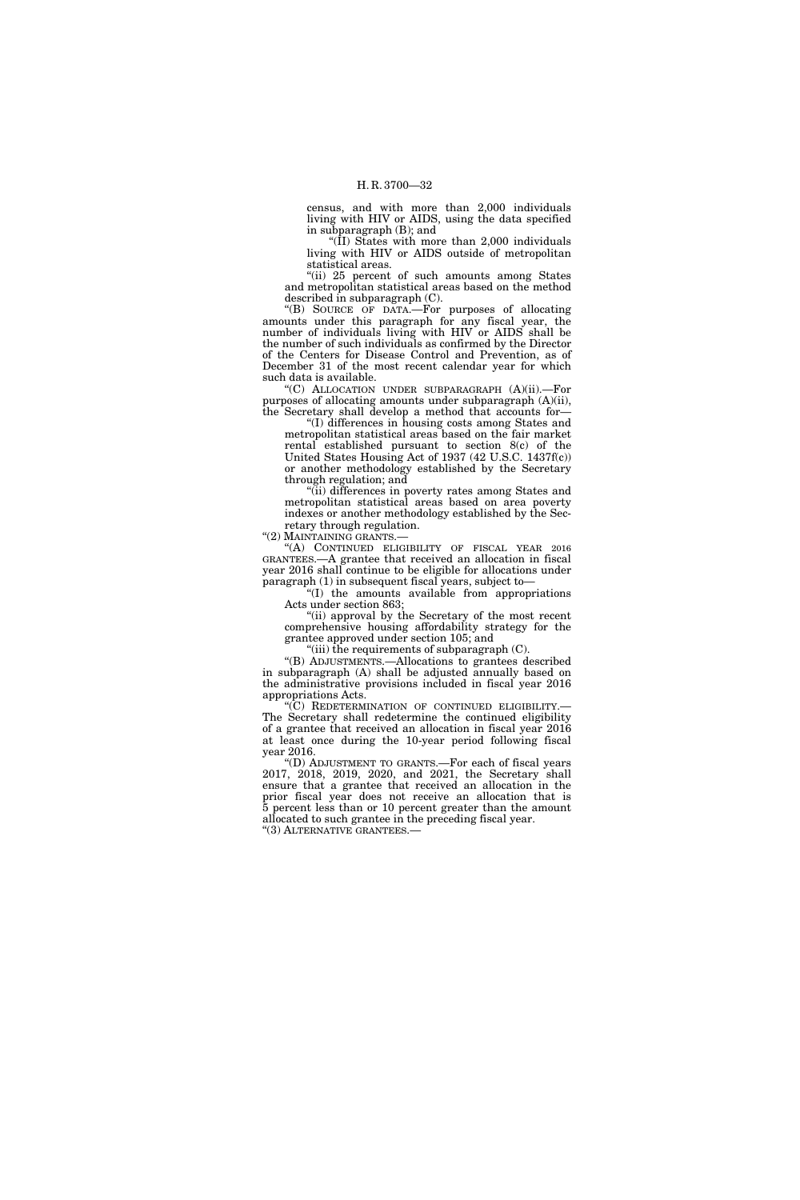census, and with more than 2,000 individuals living with HIV or AIDS, using the data specified in subparagraph (B); and

"(II) States with more than 2,000 individuals living with HIV or AIDS outside of metropolitan statistical areas.

"(ii) 25 percent of such amounts among States and metropolitan statistical areas based on the method described in subparagraph (C).

"(B) SOURCE OF DATA.—For purposes of allocating amounts under this paragraph for any fiscal year, the number of individuals living with HIV or AIDS shall be the number of such individuals as confirmed by the Director of the Centers for Disease Control and Prevention, as of December 31 of the most recent calendar year for which such data is available.

"(C) ALLOCATION UNDER SUBPARAGRAPH (A)(ii).—For purposes of allocating amounts under subparagraph (A)(ii), the Secretary shall develop a method that accounts for—

"(I) differences in housing costs among States and metropolitan statistical areas based on the fair market rental established pursuant to section 8(c) of the United States Housing Act of 1937 (42 U.S.C. 1437f(c)) or another methodology established by the Secretary through regulation; and

"(ii) differences in poverty rates among States and metropolitan statistical areas based on area poverty indexes or another methodology established by the Secretary through regulation.

"(2) MAINTAINING GRANTS.—

"(A) CONTINUED ELIGIBILITY OF FISCAL YEAR 2016 GRANTEES.—A grantee that received an allocation in fiscal year 2016 shall continue to be eligible for allocations under paragraph (1) in subsequent fiscal years, subject to—

"(I) the amounts available from appropriations Acts under section 863;

"(ii) approval by the Secretary of the most recent comprehensive housing affordability strategy for the grantee approved under section 105; and

"(iii) the requirements of subparagraph (C).

"(B) ADJUSTMENTS.—Allocations to grantees described in subparagraph (A) shall be adjusted annually based on the administrative provisions included in fiscal year 2016 appropriations Acts.

"(C) REDETERMINATION OF CONTINUED ELIGIBILITY.—The Secretary shall redetermine the continued eligibility of a grantee that received an allocation in fiscal year 2016 at least once during the 10-year period following fiscal year 2016.

"(D) ADJUSTMENT TO GRANTS.—For each of fiscal years 2017, 2018, 2019, 2020, and 2021, the Secretary shall ensure that a grantee that received an allocation in the prior fiscal year does not receive an allocation that is 5 percent less than or 10 percent greater than the amount allocated to such grantee in the preceding fiscal year.

"(3) ALTERNATIVE GRANTEES.—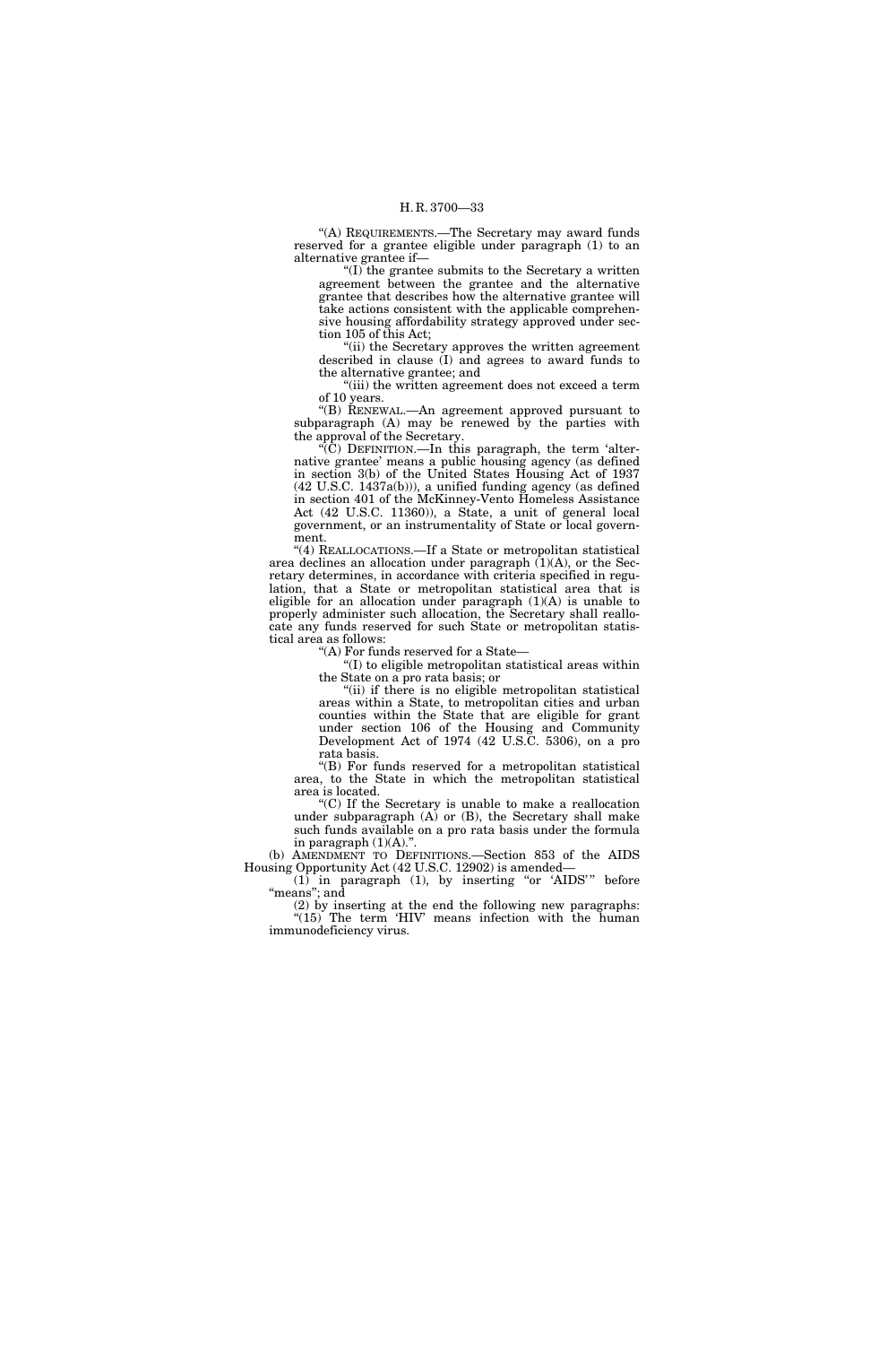"(A) REQUIREMENTS.—The Secretary may award funds reserved for a grantee eligible under paragraph (1) to an alternative grantee if—

"(I) the grantee submits to the Secretary a written agreement between the grantee and the alternative grantee that describes how the alternative grantee will take actions consistent with the applicable comprehensive housing affordability strategy approved under section 105 of this Act;

"(ii) the Secretary approves the written agreement described in clause (I) and agrees to award funds to the alternative grantee; and

"(iii) the written agreement does not exceed a term of 10 years.

"(B) RENEWAL.—An agreement approved pursuant to subparagraph (A) may be renewed by the parties with the approval of the Secretary.

"(C) DEFINITION.—In this paragraph, the term 'alternative grantee' means a public housing agency (as defined in section 3(b) of the United States Housing Act of 1937 (42 U.S.C. 1437a(b))), a unified funding agency (as defined in section 401 of the McKinney-Vento Homeless Assistance Act (42 U.S.C. 11360)), a State, a unit of general local government, or an instrumentality of State or local government.

"(4) REALLOCATIONS.—If a State or metropolitan statistical area declines an allocation under paragraph (1)(A), or the Secretary determines, in accordance with criteria specified in regulation, that a State or metropolitan statistical area that is eligible for an allocation under paragraph (1)(A) is unable to properly administer such allocation, the Secretary shall reallocate any funds reserved for such State or metropolitan statistical area as follows:

"(A) For funds reserved for a State—

"(I) to eligible metropolitan statistical areas within the State on a pro rata basis; or

"(ii) if there is no eligible metropolitan statistical areas within a State, to metropolitan cities and urban counties within the State that are eligible for grant under section 106 of the Housing and Community Development Act of 1974 (42 U.S.C. 5306), on a pro rata basis.

"(B) For funds reserved for a metropolitan statistical area, to the State in which the metropolitan statistical area is located.

"(C) If the Secretary is unable to make a reallocation under subparagraph (A) or (B), the Secretary shall make such funds available on a pro rata basis under the formula in paragraph (1)(A).".

(b) AMENDMENT TO DEFINITIONS.—Section 853 of the AIDS Housing Opportunity Act (42 U.S.C. 12902) is amended—

(1) in paragraph (1), by inserting "or 'AIDS'" before "means"; and

(2) by inserting at the end the following new paragraphs:

"(15) The term 'HIV' means infection with the human immunodeficiency virus.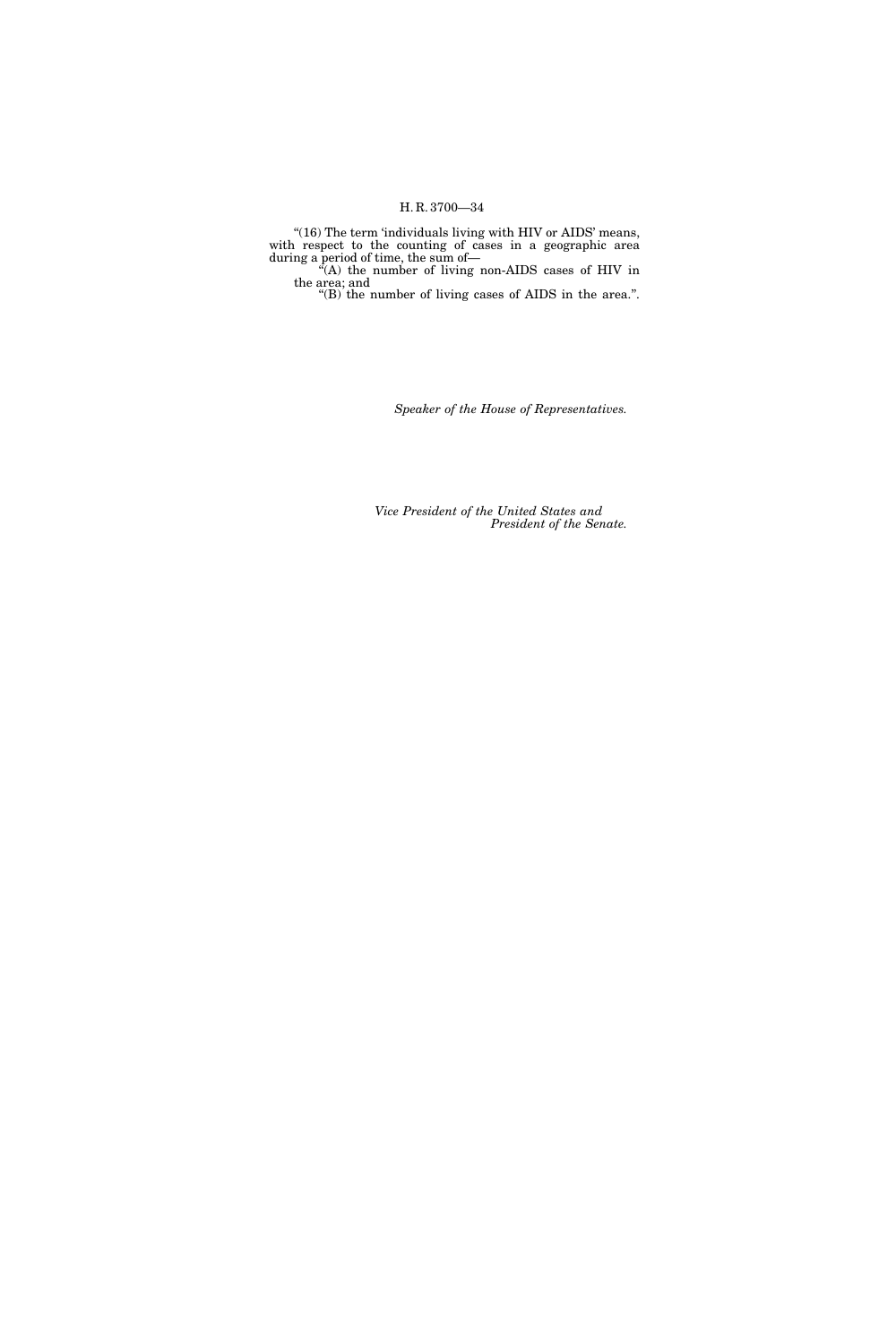"(16) The term 'individuals living with HIV or AIDS' means, with respect to the counting of cases in a geographic area during a period of time, the sum of—

"(A) the number of living non-AIDS cases of HIV in the area; and

"(B) the number of living cases of AIDS in the area.".

*Speaker of the House of Representatives.*

*Vice President of the United States and President of the Senate.*